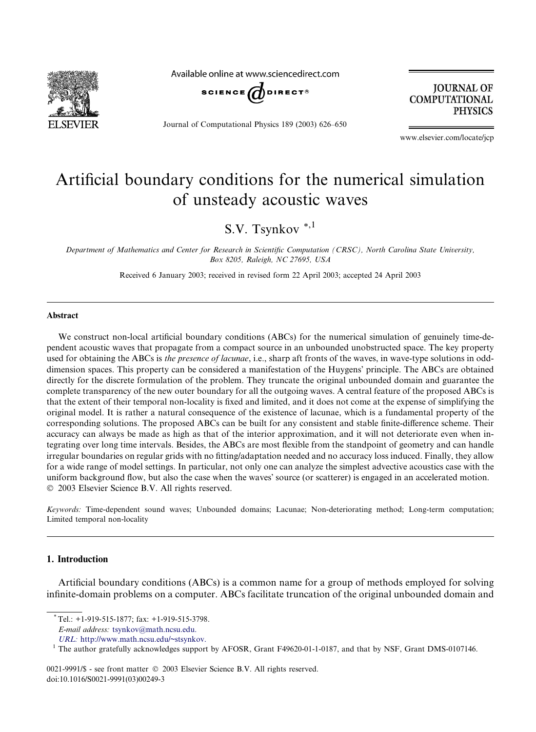# Artificial boundary conditions for the numerical simulation of unsteady acoustic waves

S.V. Tsynkov [*,1]

*Department of Mathematics and Center for Research in Scientific Computation (CRSC), North Carolina State University, Box 8205, Raleigh, NC 27695, USA*

Received 6 January 2003; received in revised form 22 April 2003; accepted 24 April 2003

## Abstract

We construct non-local artificial boundary conditions (ABCs) for the numerical simulation of genuinely time-dependent acoustic waves that propagate from a compact source in an unbounded unobstructed space. The key property used for obtaining the ABCs is *the presence of lacunae*, i.e., sharp aft fronts of the waves, in wave-type solutions in odd-dimension spaces. This property can be considered a manifestation of the Huygens' principle. The ABCs are obtained directly for the discrete formulation of the problem. They truncate the original unbounded domain and guarantee the complete transparency of the new outer boundary for all the outgoing waves. A central feature of the proposed ABCs is that the extent of their temporal non-locality is fixed and limited, and it does not come at the expense of simplifying the original model. It is rather a natural consequence of the existence of lacunae, which is a fundamental property of the corresponding solutions. The proposed ABCs can be built for any consistent and stable finite-difference scheme. Their accuracy can always be made as high as that of the interior approximation, and it will not deteriorate even when integrating over long time intervals. Besides, the ABCs are most flexible from the standpoint of geometry and can handle irregular boundaries on regular grids with no fitting/adaptation needed and no accuracy loss induced. Finally, they allow for a wide range of model settings. In particular, not only one can analyze the simplest advective acoustics case with the uniform background flow, but also the case when the waves' source (or scatterer) is engaged in an accelerated motion.
© 2003 Elsevier Science B.V. All rights reserved.

*Keywords:* Time-dependent sound waves; Unbounded domains; Lacunae; Non-deteriorating method; Long-term computation; Limited temporal non-locality

## 1. Introduction

Artificial boundary conditions (ABCs) is a common name for a group of methods employed for solving infinite-domain problems on a computer. ABCs facilitate truncation of the original unbounded domain and

---

[*] Tel.: +1-919-515-1877; fax: +1-919-515-3798.
*E-mail address:* tsynkov@math.ncsu.edu.
*URL:* http://www.math.ncsu.edu/~stsynkov.

[1] The author gratefully acknowledges support by AFOSR, Grant F49620-01-1-0187, and that by NSF, Grant DMS-0107146.

0021-9991/$ - see front matter © 2003 Elsevier Science B.V. All rights reserved.
doi:10.1016/S0021-9991(03)00249-3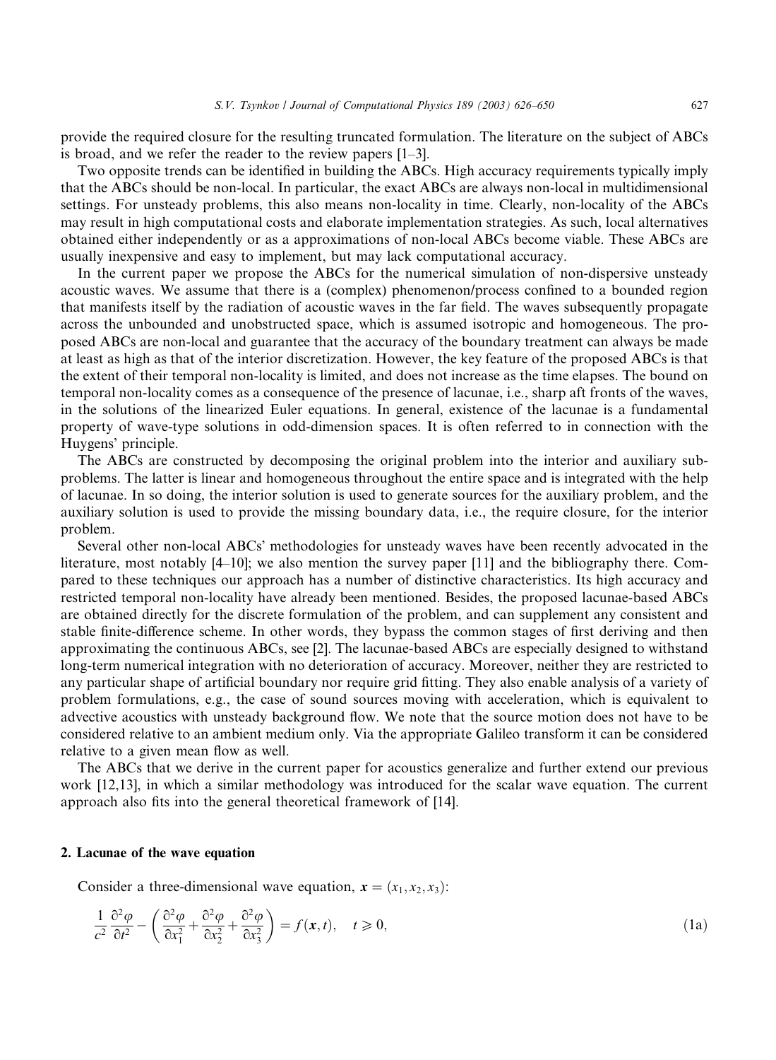provide the required closure for the resulting truncated formulation. The literature on the subject of ABCs is broad, and we refer the reader to the review papers [1–3].

Two opposite trends can be identified in building the ABCs. High accuracy requirements typically imply that the ABCs should be non-local. In particular, the exact ABCs are always non-local in multidimensional settings. For unsteady problems, this also means non-locality in time. Clearly, non-locality of the ABCs may result in high computational costs and elaborate implementation strategies. As such, local alternatives obtained either independently or as a approximations of non-local ABCs become viable. These ABCs are usually inexpensive and easy to implement, but may lack computational accuracy.

In the current paper we propose the ABCs for the numerical simulation of non-dispersive unsteady acoustic waves. We assume that there is a (complex) phenomenon/process confined to a bounded region that manifests itself by the radiation of acoustic waves in the far field. The waves subsequently propagate across the unbounded and unobstructed space, which is assumed isotropic and homogeneous. The proposed ABCs are non-local and guarantee that the accuracy of the boundary treatment can always be made at least as high as that of the interior discretization. However, the key feature of the proposed ABCs is that the extent of their temporal non-locality is limited, and does not increase as the time elapses. The bound on temporal non-locality comes as a consequence of the presence of lacunae, i.e., sharp aft fronts of the waves, in the solutions of the linearized Euler equations. In general, existence of the lacunae is a fundamental property of wave-type solutions in odd-dimension spaces. It is often referred to in connection with the Huygens' principle.

The ABCs are constructed by decomposing the original problem into the interior and auxiliary subproblems. The latter is linear and homogeneous throughout the entire space and is integrated with the help of lacunae. In so doing, the interior solution is used to generate sources for the auxiliary problem, and the auxiliary solution is used to provide the missing boundary data, i.e., the require closure, for the interior problem.

Several other non-local ABCs' methodologies for unsteady waves have been recently advocated in the literature, most notably [4–10]; we also mention the survey paper [11] and the bibliography there. Compared to these techniques our approach has a number of distinctive characteristics. Its high accuracy and restricted temporal non-locality have already been mentioned. Besides, the proposed lacunae-based ABCs are obtained directly for the discrete formulation of the problem, and can supplement any consistent and stable finite-difference scheme. In other words, they bypass the common stages of first deriving and then approximating the continuous ABCs, see [2]. The lacunae-based ABCs are especially designed to withstand long-term numerical integration with no deterioration of accuracy. Moreover, neither they are restricted to any particular shape of artificial boundary nor require grid fitting. They also enable analysis of a variety of problem formulations, e.g., the case of sound sources moving with acceleration, which is equivalent to advective acoustics with unsteady background flow. We note that the source motion does not have to be considered relative to an ambient medium only. Via the appropriate Galileo transform it can be considered relative to a given mean flow as well.

The ABCs that we derive in the current paper for acoustics generalize and further extend our previous work [12,13], in which a similar methodology was introduced for the scalar wave equation. The current approach also fits into the general theoretical framework of [14].

## 2. Lacunae of the wave equation

Consider a three-dimensional wave equation, $\boldsymbol{x} = (x_1, x_2, x_3)$:

$$\frac{1}{c^2}\frac{\partial^2 \varphi}{\partial t^2} - \left(\frac{\partial^2 \varphi}{\partial x_1^2} + \frac{\partial^2 \varphi}{\partial x_2^2} + \frac{\partial^2 \varphi}{\partial x_3^2}\right) = f(\boldsymbol{x}, t), \quad t \geqslant 0, \tag{1a}$$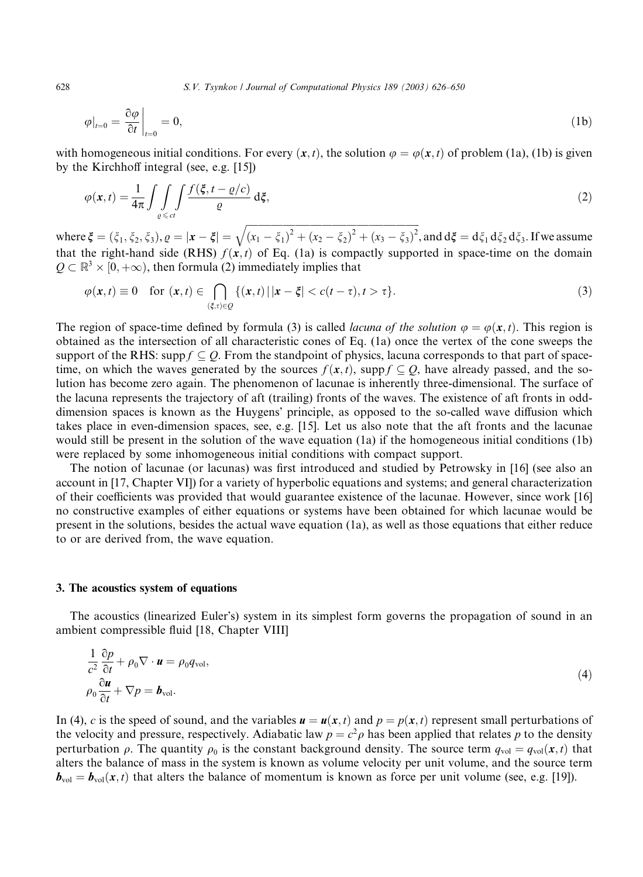$$\varphi|_{t=0} = \left.\frac{\partial \varphi}{\partial t}\right|_{t=0} = 0, \tag{1b}$$

with homogeneous initial conditions. For every $(\boldsymbol{x}, t)$, the solution $\varphi = \varphi(\boldsymbol{x}, t)$ of problem (1a), (1b) is given by the Kirchhoff integral (see, e.g. [15])

$$\varphi(\boldsymbol{x}, t) = \frac{1}{4\pi} \iiint\limits_{\varrho \leqslant ct} \frac{f(\boldsymbol{\xi}, t - \varrho/c)}{\varrho} \, \mathrm{d}\boldsymbol{\xi}, \tag{2}$$

where $\boldsymbol{\xi} = (\xi_1, \xi_2, \xi_3)$, $\varrho = |\boldsymbol{x} - \boldsymbol{\xi}| = \sqrt{(x_1 - \xi_1)^2 + (x_2 - \xi_2)^2 + (x_3 - \xi_3)^2}$, and $\mathrm{d}\boldsymbol{\xi} = \mathrm{d}\xi_1 \, \mathrm{d}\xi_2 \, \mathrm{d}\xi_3$. If we assume that the right-hand side (RHS) $f(\boldsymbol{x}, t)$ of Eq. (1a) is compactly supported in space-time on the domain $Q \subset \mathbb{R}^3 \times [0, +\infty)$, then formula (2) immediately implies that

$$\varphi(\boldsymbol{x}, t) \equiv 0 \quad \text{for } (\boldsymbol{x}, t) \in \bigcap_{(\boldsymbol{\xi}, \tau) \in Q} \{(\boldsymbol{x}, t) \,|\, |\boldsymbol{x} - \boldsymbol{\xi}| < c(t - \tau), t > \tau\}. \tag{3}$$

The region of space-time defined by formula (3) is called *lacuna of the solution* $\varphi = \varphi(\boldsymbol{x}, t)$. This region is obtained as the intersection of all characteristic cones of Eq. (1a) once the vertex of the cone sweeps the support of the RHS: $\operatorname{supp} f \subseteq Q$. From the standpoint of physics, lacuna corresponds to that part of space-time, on which the waves generated by the sources $f(\boldsymbol{x}, t)$, $\operatorname{supp} f \subseteq Q$, have already passed, and the solution has become zero again. The phenomenon of lacunae is inherently three-dimensional. The surface of the lacuna represents the trajectory of aft (trailing) fronts of the waves. The existence of aft fronts in odd-dimension spaces is known as the Huygens' principle, as opposed to the so-called wave diffusion which takes place in even-dimension spaces, see, e.g. [15]. Let us also note that the aft fronts and the lacunae would still be present in the solution of the wave equation (1a) if the homogeneous initial conditions (1b) were replaced by some inhomogeneous initial conditions with compact support.

The notion of lacunae (or lacunas) was first introduced and studied by Petrowsky in [16] (see also an account in [17, Chapter VI]) for a variety of hyperbolic equations and systems; and general characterization of their coefficients was provided that would guarantee existence of the lacunae. However, since work [16] no constructive examples of either equations or systems have been obtained for which lacunae would be present in the solutions, besides the actual wave equation (1a), as well as those equations that either reduce to or are derived from, the wave equation.

## 3. The acoustics system of equations

The acoustics (linearized Euler's) system in its simplest form governs the propagation of sound in an ambient compressible fluid [18, Chapter VIII]

$$\begin{aligned}
&\frac{1}{c^2} \frac{\partial p}{\partial t} + \rho_0 \nabla \cdot \boldsymbol{u} = \rho_0 q_{\mathrm{vol}}, \\
&\rho_0 \frac{\partial \boldsymbol{u}}{\partial t} + \nabla p = \boldsymbol{b}_{\mathrm{vol}}.
\end{aligned} \tag{4}$$

In (4), $c$ is the speed of sound, and the variables $\boldsymbol{u} = \boldsymbol{u}(\boldsymbol{x}, t)$ and $p = p(\boldsymbol{x}, t)$ represent small perturbations of the velocity and pressure, respectively. Adiabatic law $p = c^2 \rho$ has been applied that relates $p$ to the density perturbation $\rho$. The quantity $\rho_0$ is the constant background density. The source term $q_{\mathrm{vol}} = q_{\mathrm{vol}}(\boldsymbol{x}, t)$ that alters the balance of mass in the system is known as volume velocity per unit volume, and the source term $\boldsymbol{b}_{\mathrm{vol}} = \boldsymbol{b}_{\mathrm{vol}}(\boldsymbol{x}, t)$ that alters the balance of momentum is known as force per unit volume (see, e.g. [19]).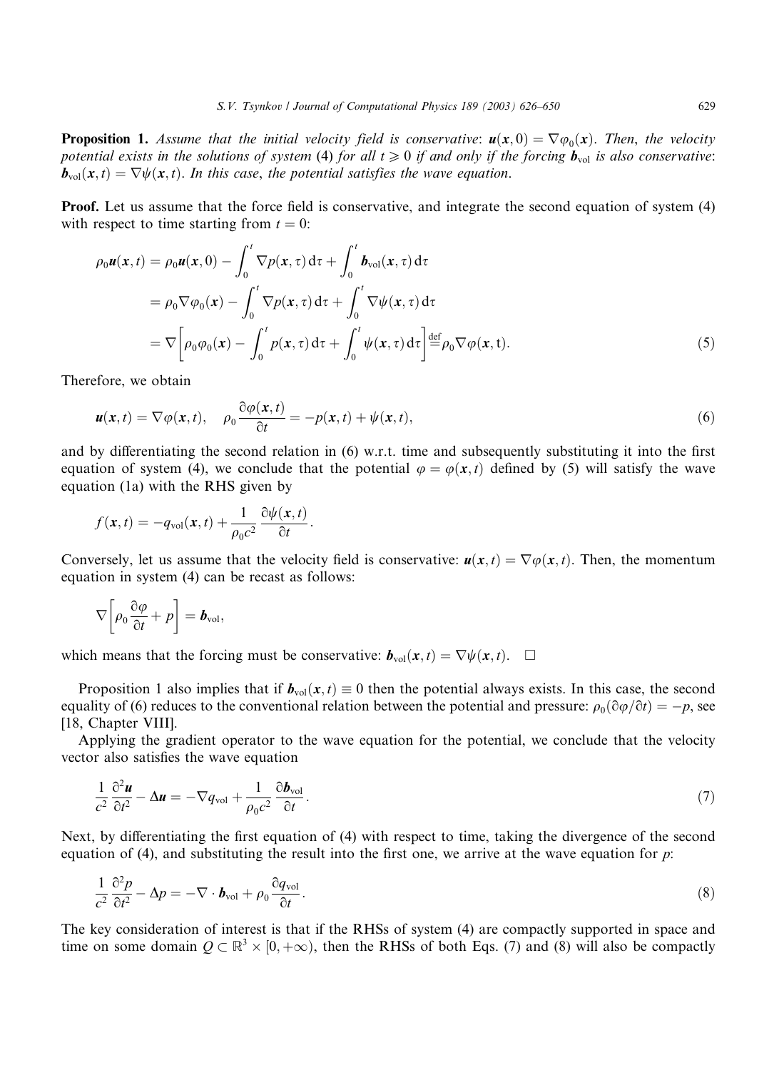**Proposition 1.** *Assume that the initial velocity field is conservative*: $\boldsymbol{u}(\boldsymbol{x},0) = \nabla\varphi_0(\boldsymbol{x})$. *Then, the velocity potential exists in the solutions of system* (4) *for all* $t \geqslant 0$ *if and only if the forcing* $\boldsymbol{b}_{\text{vol}}$ *is also conservative*: $\boldsymbol{b}_{\text{vol}}(\boldsymbol{x},t) = \nabla\psi(\boldsymbol{x},t)$. *In this case, the potential satisfies the wave equation.*

**Proof.** Let us assume that the force field is conservative, and integrate the second equation of system (4) with respect to time starting from $t = 0$:

$$
\begin{aligned}
\rho_0\boldsymbol{u}(\boldsymbol{x},t) &= \rho_0\boldsymbol{u}(\boldsymbol{x},0) - \int_0^t \nabla p(\boldsymbol{x},\tau)\,\mathrm{d}\tau + \int_0^t \boldsymbol{b}_{\text{vol}}(\boldsymbol{x},\tau)\,\mathrm{d}\tau \\
&= \rho_0\nabla\varphi_0(\boldsymbol{x}) - \int_0^t \nabla p(\boldsymbol{x},\tau)\,\mathrm{d}\tau + \int_0^t \nabla\psi(\boldsymbol{x},\tau)\,\mathrm{d}\tau \\
&= \nabla\left[\rho_0\varphi_0(\boldsymbol{x}) - \int_0^t p(\boldsymbol{x},\tau)\,\mathrm{d}\tau + \int_0^t \psi(\boldsymbol{x},\tau)\,\mathrm{d}\tau\right] \overset{\text{def}}{=} \rho_0\nabla\varphi(\boldsymbol{x},t).
\end{aligned}
\tag{5}
$$

Therefore, we obtain

$$
\boldsymbol{u}(\boldsymbol{x},t) = \nabla\varphi(\boldsymbol{x},t), \quad \rho_0\frac{\partial\varphi(\boldsymbol{x},t)}{\partial t} = -p(\boldsymbol{x},t) + \psi(\boldsymbol{x},t),
\tag{6}
$$

and by differentiating the second relation in (6) w.r.t. time and subsequently substituting it into the first equation of system (4), we conclude that the potential $\varphi = \varphi(\boldsymbol{x},t)$ defined by (5) will satisfy the wave equation (1a) with the RHS given by

$$
f(\boldsymbol{x},t) = -q_{\text{vol}}(\boldsymbol{x},t) + \frac{1}{\rho_0 c^2}\frac{\partial\psi(\boldsymbol{x},t)}{\partial t}.
$$

Conversely, let us assume that the velocity field is conservative: $\boldsymbol{u}(\boldsymbol{x},t) = \nabla\varphi(\boldsymbol{x},t)$. Then, the momentum equation in system (4) can be recast as follows:

$$
\nabla\left[\rho_0\frac{\partial\varphi}{\partial t} + p\right] = \boldsymbol{b}_{\text{vol}},
$$

which means that the forcing must be conservative: $\boldsymbol{b}_{\text{vol}}(\boldsymbol{x},t) = \nabla\psi(\boldsymbol{x},t)$. $\square$

Proposition 1 also implies that if $\boldsymbol{b}_{\text{vol}}(\boldsymbol{x},t) \equiv 0$ then the potential always exists. In this case, the second equality of (6) reduces to the conventional relation between the potential and pressure: $\rho_0(\partial\varphi/\partial t) = -p$, see [18, Chapter VIII].

Applying the gradient operator to the wave equation for the potential, we conclude that the velocity vector also satisfies the wave equation

$$
\frac{1}{c^2}\frac{\partial^2\boldsymbol{u}}{\partial t^2} - \Delta\boldsymbol{u} = -\nabla q_{\text{vol}} + \frac{1}{\rho_0 c^2}\frac{\partial\boldsymbol{b}_{\text{vol}}}{\partial t}.
\tag{7}
$$

Next, by differentiating the first equation of (4) with respect to time, taking the divergence of the second equation of (4), and substituting the result into the first one, we arrive at the wave equation for $p$:

$$
\frac{1}{c^2}\frac{\partial^2 p}{\partial t^2} - \Delta p = -\nabla\cdot\boldsymbol{b}_{\text{vol}} + \rho_0\frac{\partial q_{\text{vol}}}{\partial t}.
\tag{8}
$$

The key consideration of interest is that if the RHSs of system (4) are compactly supported in space and time on some domain $Q \subset \mathbb{R}^3 \times [0,+\infty)$, then the RHSs of both Eqs. (7) and (8) will also be compactly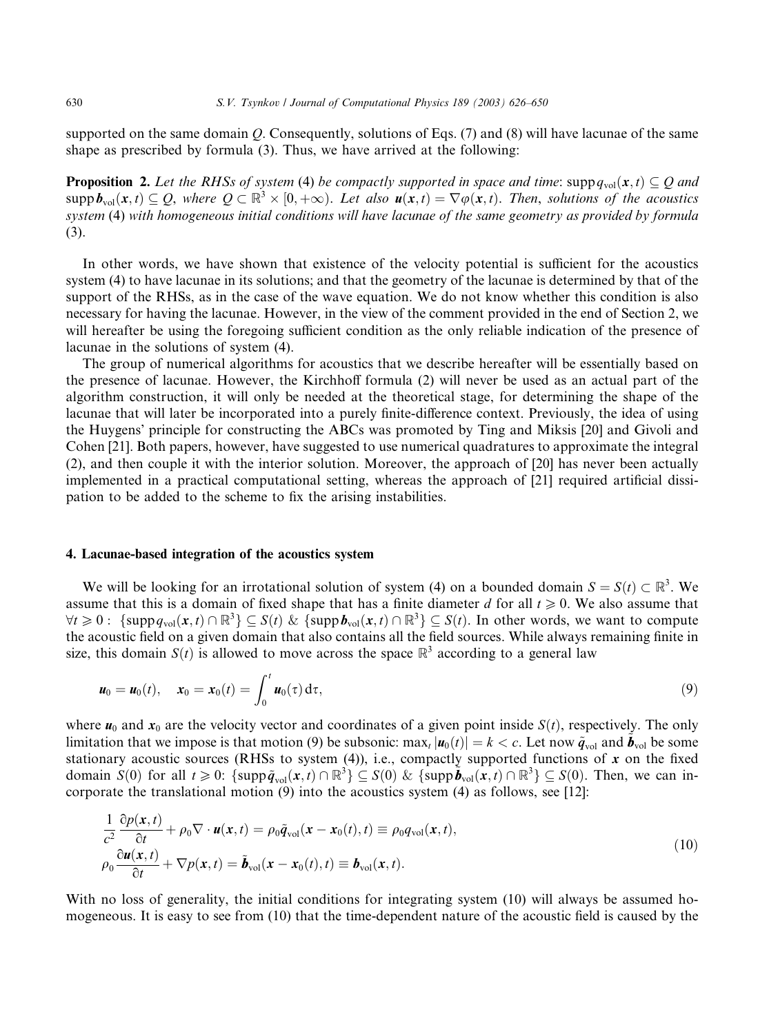supported on the same domain $Q$. Consequently, solutions of Eqs. (7) and (8) will have lacunae of the same shape as prescribed by formula (3). Thus, we have arrived at the following:

**Proposition 2.** *Let the RHSs of system* (4) *be compactly supported in space and time*: $\operatorname{supp} q_{\mathrm{vol}}(\boldsymbol{x}, t) \subseteq Q$ *and* $\operatorname{supp} \boldsymbol{b}_{\mathrm{vol}}(\boldsymbol{x}, t) \subseteq Q$, *where* $Q \subset \mathbb{R}^3 \times [0, +\infty)$. *Let also* $\boldsymbol{u}(\boldsymbol{x}, t) = \nabla \varphi(\boldsymbol{x}, t)$. *Then, solutions of the acoustics system* (4) *with homogeneous initial conditions will have lacunae of the same geometry as provided by formula* (3).

In other words, we have shown that existence of the velocity potential is sufficient for the acoustics system (4) to have lacunae in its solutions; and that the geometry of the lacunae is determined by that of the support of the RHSs, as in the case of the wave equation. We do not know whether this condition is also necessary for having the lacunae. However, in the view of the comment provided in the end of Section 2, we will hereafter be using the foregoing sufficient condition as the only reliable indication of the presence of lacunae in the solutions of system (4).

The group of numerical algorithms for acoustics that we describe hereafter will be essentially based on the presence of lacunae. However, the Kirchhoff formula (2) will never be used as an actual part of the algorithm construction, it will only be needed at the theoretical stage, for determining the shape of the lacunae that will later be incorporated into a purely finite-difference context. Previously, the idea of using the Huygens' principle for constructing the ABCs was promoted by Ting and Miksis [20] and Givoli and Cohen [21]. Both papers, however, have suggested to use numerical quadratures to approximate the integral (2), and then couple it with the interior solution. Moreover, the approach of [20] has never been actually implemented in a practical computational setting, whereas the approach of [21] required artificial dissipation to be added to the scheme to fix the arising instabilities.

## 4. Lacunae-based integration of the acoustics system

We will be looking for an irrotational solution of system (4) on a bounded domain $S = S(t) \subset \mathbb{R}^3$. We assume that this is a domain of fixed shape that has a finite diameter $d$ for all $t \geqslant 0$. We also assume that $\forall t \geqslant 0: \ \{\operatorname{supp} q_{\mathrm{vol}}(\boldsymbol{x}, t) \cap \mathbb{R}^3\} \subseteq S(t) \ \& \ \{\operatorname{supp} \boldsymbol{b}_{\mathrm{vol}}(\boldsymbol{x}, t) \cap \mathbb{R}^3\} \subseteq S(t)$. In other words, we want to compute the acoustic field on a given domain that also contains all the field sources. While always remaining finite in size, this domain $S(t)$ is allowed to move across the space $\mathbb{R}^3$ according to a general law

$$\boldsymbol{u}_0 = \boldsymbol{u}_0(t), \quad \boldsymbol{x}_0 = \boldsymbol{x}_0(t) = \int_0^t \boldsymbol{u}_0(\tau)\,\mathrm{d}\tau, \tag{9}$$

where $\boldsymbol{u}_0$ and $\boldsymbol{x}_0$ are the velocity vector and coordinates of a given point inside $S(t)$, respectively. The only limitation that we impose is that motion (9) be subsonic: $\max_t |\boldsymbol{u}_0(t)| = k < c$. Let now $\tilde{q}_{\mathrm{vol}}$ and $\tilde{\boldsymbol{b}}_{\mathrm{vol}}$ be some stationary acoustic sources (RHSs to system (4)), i.e., compactly supported functions of $\boldsymbol{x}$ on the fixed domain $S(0)$ for all $t \geqslant 0$: $\{\operatorname{supp} \tilde{q}_{\mathrm{vol}}(\boldsymbol{x}, t) \cap \mathbb{R}^3\} \subseteq S(0) \ \& \ \{\operatorname{supp} \tilde{\boldsymbol{b}}_{\mathrm{vol}}(\boldsymbol{x}, t) \cap \mathbb{R}^3\} \subseteq S(0)$. Then, we can incorporate the translational motion (9) into the acoustics system (4) as follows, see [12]:

$$\begin{aligned}
&\frac{1}{c^2}\frac{\partial p(\boldsymbol{x}, t)}{\partial t} + \rho_0 \nabla \cdot \boldsymbol{u}(\boldsymbol{x}, t) = \rho_0 \tilde{q}_{\mathrm{vol}}(\boldsymbol{x} - \boldsymbol{x}_0(t), t) \equiv \rho_0 q_{\mathrm{vol}}(\boldsymbol{x}, t), \\
&\rho_0 \frac{\partial \boldsymbol{u}(\boldsymbol{x}, t)}{\partial t} + \nabla p(\boldsymbol{x}, t) = \tilde{\boldsymbol{b}}_{\mathrm{vol}}(\boldsymbol{x} - \boldsymbol{x}_0(t), t) \equiv \boldsymbol{b}_{\mathrm{vol}}(\boldsymbol{x}, t).
\end{aligned} \tag{10}$$

With no loss of generality, the initial conditions for integrating system (10) will always be assumed homogeneous. It is easy to see from (10) that the time-dependent nature of the acoustic field is caused by the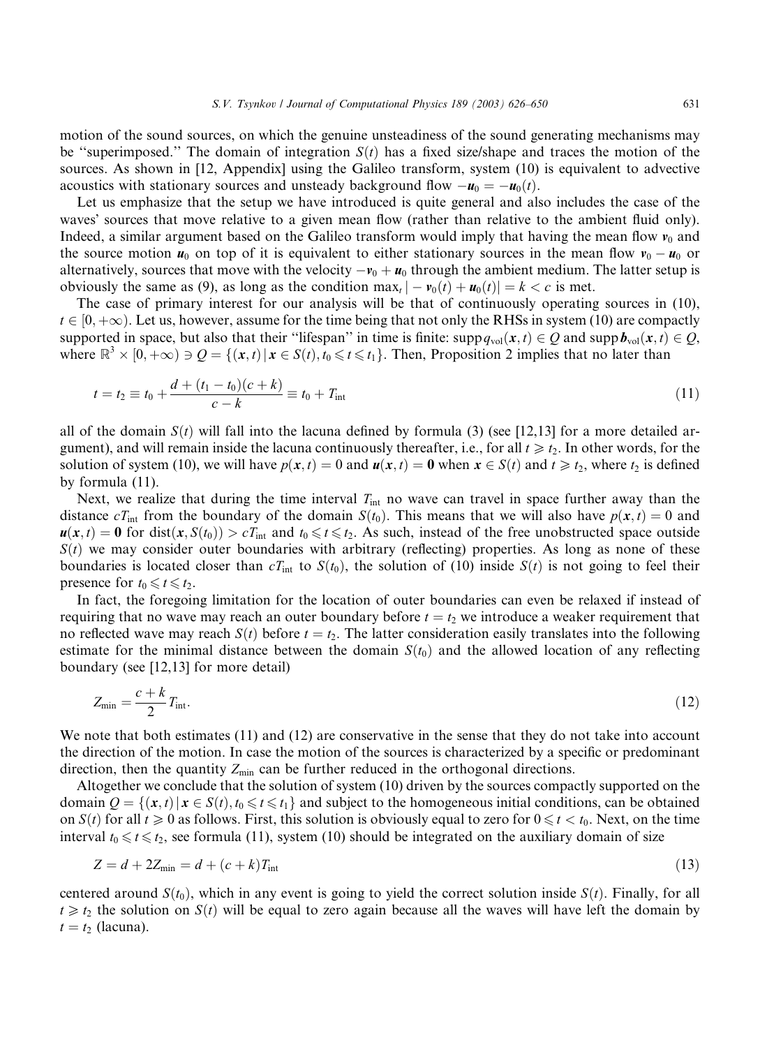motion of the sound sources, on which the genuine unsteadiness of the sound generating mechanisms may be "superimposed." The domain of integration $S(t)$ has a fixed size/shape and traces the motion of the sources. As shown in [12, Appendix] using the Galileo transform, system (10) is equivalent to advective acoustics with stationary sources and unsteady background flow $-\boldsymbol{u}_0 = -\boldsymbol{u}_0(t)$.

Let us emphasize that the setup we have introduced is quite general and also includes the case of the waves' sources that move relative to a given mean flow (rather than relative to the ambient fluid only). Indeed, a similar argument based on the Galileo transform would imply that having the mean flow $\boldsymbol{v}_0$ and the source motion $\boldsymbol{u}_0$ on top of it is equivalent to either stationary sources in the mean flow $\boldsymbol{v}_0 - \boldsymbol{u}_0$ or alternatively, sources that move with the velocity $-\boldsymbol{v}_0 + \boldsymbol{u}_0$ through the ambient medium. The latter setup is obviously the same as (9), as long as the condition $\max_t |-\boldsymbol{v}_0(t) + \boldsymbol{u}_0(t)| = k < c$ is met.

The case of primary interest for our analysis will be that of continuously operating sources in (10), $t \in [0, +\infty)$. Let us, however, assume for the time being that not only the RHSs in system (10) are compactly supported in space, but also that their "lifespan" in time is finite: $\operatorname{supp} q_{\text{vol}}(\boldsymbol{x}, t) \in Q$ and $\operatorname{supp} \boldsymbol{b}_{\text{vol}}(\boldsymbol{x}, t) \in Q$, where $\mathbb{R}^3 \times [0, +\infty) \ni Q = \{(\boldsymbol{x}, t) \,|\, \boldsymbol{x} \in S(t), t_0 \leqslant t \leqslant t_1\}$. Then, Proposition 2 implies that no later than

$$t = t_2 \equiv t_0 + \frac{d + (t_1 - t_0)(c + k)}{c - k} \equiv t_0 + T_{\text{int}} \tag{11}$$

all of the domain $S(t)$ will fall into the lacuna defined by formula (3) (see [12,13] for a more detailed argument), and will remain inside the lacuna continuously thereafter, i.e., for all $t \geqslant t_2$. In other words, for the solution of system (10), we will have $p(\boldsymbol{x}, t) = 0$ and $\boldsymbol{u}(\boldsymbol{x}, t) = \boldsymbol{0}$ when $\boldsymbol{x} \in S(t)$ and $t \geqslant t_2$, where $t_2$ is defined by formula (11).

Next, we realize that during the time interval $T_{\text{int}}$ no wave can travel in space further away than the distance $cT_{\text{int}}$ from the boundary of the domain $S(t_0)$. This means that we will also have $p(\boldsymbol{x}, t) = 0$ and $\boldsymbol{u}(\boldsymbol{x}, t) = \boldsymbol{0}$ for $\operatorname{dist}(\boldsymbol{x}, S(t_0)) > cT_{\text{int}}$ and $t_0 \leqslant t \leqslant t_2$. As such, instead of the free unobstructed space outside $S(t)$ we may consider outer boundaries with arbitrary (reflecting) properties. As long as none of these boundaries is located closer than $cT_{\text{int}}$ to $S(t_0)$, the solution of (10) inside $S(t)$ is not going to feel their presence for $t_0 \leqslant t \leqslant t_2$.

In fact, the foregoing limitation for the location of outer boundaries can even be relaxed if instead of requiring that no wave may reach an outer boundary before $t = t_2$ we introduce a weaker requirement that no reflected wave may reach $S(t)$ before $t = t_2$. The latter consideration easily translates into the following estimate for the minimal distance between the domain $S(t_0)$ and the allowed location of any reflecting boundary (see [12,13] for more detail)

$$Z_{\min} = \frac{c + k}{2} T_{\text{int}}. \tag{12}$$

We note that both estimates (11) and (12) are conservative in the sense that they do not take into account the direction of the motion. In case the motion of the sources is characterized by a specific or predominant direction, then the quantity $Z_{\min}$ can be further reduced in the orthogonal directions.

Altogether we conclude that the solution of system (10) driven by the sources compactly supported on the domain $Q = \{(\boldsymbol{x}, t) \,|\, \boldsymbol{x} \in S(t), t_0 \leqslant t \leqslant t_1\}$ and subject to the homogeneous initial conditions, can be obtained on $S(t)$ for all $t \geqslant 0$ as follows. First, this solution is obviously equal to zero for $0 \leqslant t < t_0$. Next, on the time interval $t_0 \leqslant t \leqslant t_2$, see formula (11), system (10) should be integrated on the auxiliary domain of size

$$Z = d + 2Z_{\min} = d + (c + k)T_{\text{int}} \tag{13}$$

centered around $S(t_0)$, which in any event is going to yield the correct solution inside $S(t)$. Finally, for all $t \geqslant t_2$ the solution on $S(t)$ will be equal to zero again because all the waves will have left the domain by $t = t_2$ (lacuna).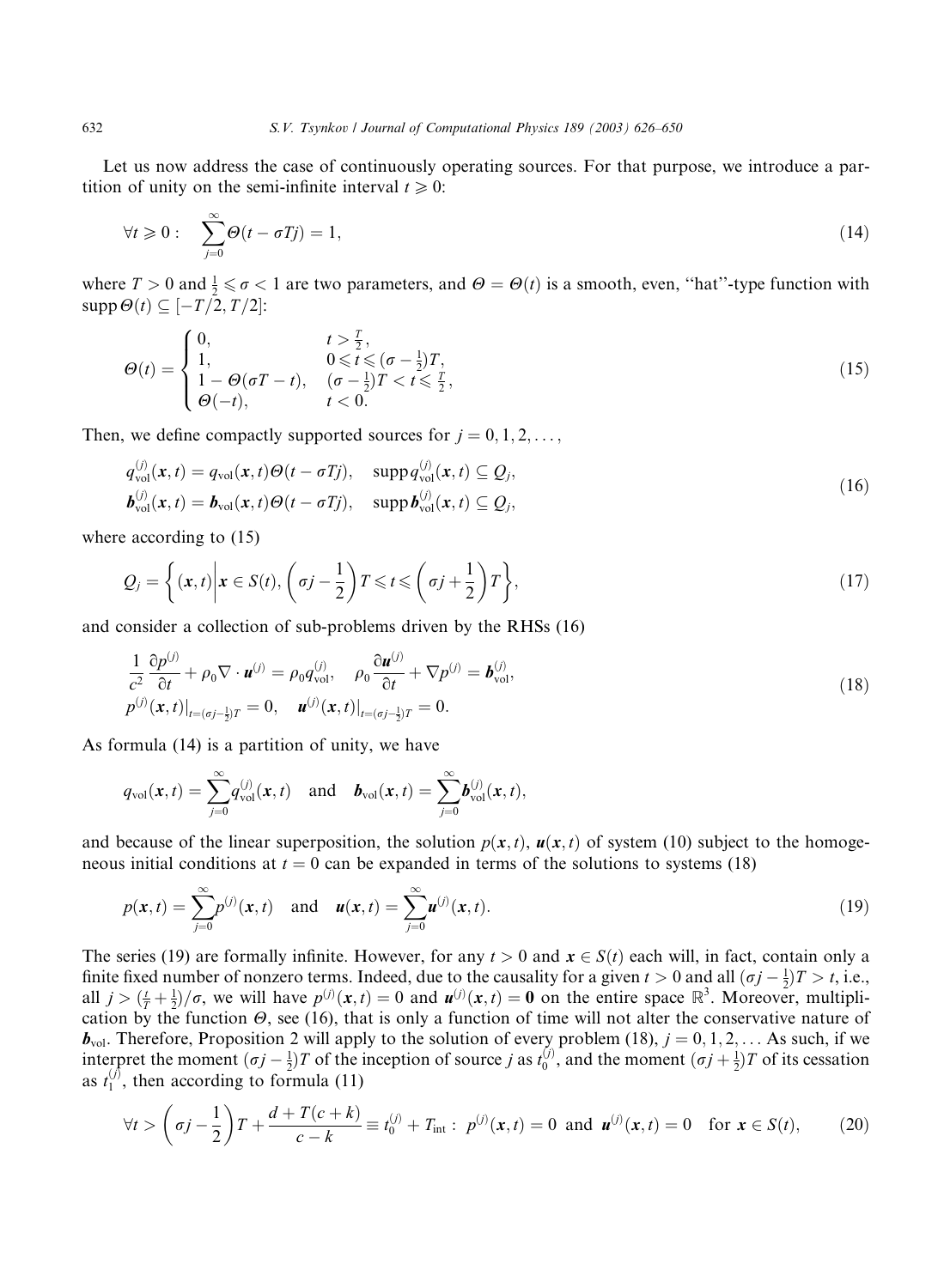Let us now address the case of continuously operating sources. For that purpose, we introduce a partition of unity on the semi-infinite interval $t \geqslant 0$:

$$\forall t \geqslant 0: \quad \sum_{j=0}^{\infty} \Theta(t - \sigma T j) = 1, \tag{14}$$

where $T > 0$ and $\frac{1}{2} \leqslant \sigma < 1$ are two parameters, and $\Theta = \Theta(t)$ is a smooth, even, "hat"-type function with $\operatorname{supp} \Theta(t) \subseteq [-T/2, T/2]$:

$$\Theta(t) = \begin{cases} 0, & t > \frac{T}{2}, \\ 1, & 0 \leqslant t \leqslant (\sigma - \frac{1}{2})T, \\ 1 - \Theta(\sigma T - t), & (\sigma - \frac{1}{2})T < t \leqslant \frac{T}{2}, \\ \Theta(-t), & t < 0. \end{cases} \tag{15}$$

Then, we define compactly supported sources for $j = 0, 1, 2, \ldots,$

$$\begin{aligned} q_{\mathrm{vol}}^{(j)}(\boldsymbol{x}, t) &= q_{\mathrm{vol}}(\boldsymbol{x}, t)\Theta(t - \sigma T j), \quad \operatorname{supp} q_{\mathrm{vol}}^{(j)}(\boldsymbol{x}, t) \subseteq Q_j, \\ \boldsymbol{b}_{\mathrm{vol}}^{(j)}(\boldsymbol{x}, t) &= \boldsymbol{b}_{\mathrm{vol}}(\boldsymbol{x}, t)\Theta(t - \sigma T j), \quad \operatorname{supp} \boldsymbol{b}_{\mathrm{vol}}^{(j)}(\boldsymbol{x}, t) \subseteq Q_j, \end{aligned} \tag{16}$$

where according to (15)

$$Q_j = \left\{ (\boldsymbol{x}, t) \middle| \boldsymbol{x} \in S(t), \left(\sigma j - \frac{1}{2}\right)T \leqslant t \leqslant \left(\sigma j + \frac{1}{2}\right)T \right\}, \tag{17}$$

and consider a collection of sub-problems driven by the RHSs (16)

$$\begin{aligned} &\frac{1}{c^2}\frac{\partial p^{(j)}}{\partial t} + \rho_0 \nabla \cdot \boldsymbol{u}^{(j)} = \rho_0 q_{\mathrm{vol}}^{(j)}, \quad \rho_0 \frac{\partial \boldsymbol{u}^{(j)}}{\partial t} + \nabla p^{(j)} = \boldsymbol{b}_{\mathrm{vol}}^{(j)}, \\ &p^{(j)}(\boldsymbol{x}, t)|_{t=(\sigma j - \frac{1}{2})T} = 0, \quad \boldsymbol{u}^{(j)}(\boldsymbol{x}, t)|_{t=(\sigma j - \frac{1}{2})T} = 0. \end{aligned} \tag{18}$$

As formula (14) is a partition of unity, we have

$$q_{\mathrm{vol}}(\boldsymbol{x}, t) = \sum_{j=0}^{\infty} q_{\mathrm{vol}}^{(j)}(\boldsymbol{x}, t) \quad \text{and} \quad \boldsymbol{b}_{\mathrm{vol}}(\boldsymbol{x}, t) = \sum_{j=0}^{\infty} \boldsymbol{b}_{\mathrm{vol}}^{(j)}(\boldsymbol{x}, t),$$

and because of the linear superposition, the solution $p(\boldsymbol{x}, t)$, $\boldsymbol{u}(\boldsymbol{x}, t)$ of system (10) subject to the homogeneous initial conditions at $t = 0$ can be expanded in terms of the solutions to systems (18)

$$p(\boldsymbol{x}, t) = \sum_{j=0}^{\infty} p^{(j)}(\boldsymbol{x}, t) \quad \text{and} \quad \boldsymbol{u}(\boldsymbol{x}, t) = \sum_{j=0}^{\infty} \boldsymbol{u}^{(j)}(\boldsymbol{x}, t). \tag{19}$$

The series (19) are formally infinite. However, for any $t > 0$ and $\boldsymbol{x} \in S(t)$ each will, in fact, contain only a finite fixed number of nonzero terms. Indeed, due to the causality for a given $t > 0$ and all $(\sigma j - \frac{1}{2})T > t$, i.e., all $j > (\frac{t}{T} + \frac{1}{2})/\sigma$, we will have $p^{(j)}(\boldsymbol{x}, t) = 0$ and $\boldsymbol{u}^{(j)}(\boldsymbol{x}, t) = \boldsymbol{0}$ on the entire space $\mathbb{R}^3$. Moreover, multiplication by the function $\Theta$, see (16), that is only a function of time will not alter the conservative nature of $\boldsymbol{b}_{\mathrm{vol}}$. Therefore, Proposition 2 will apply to the solution of every problem (18), $j = 0, 1, 2, \ldots$ As such, if we interpret the moment $(\sigma j - \frac{1}{2})T$ of the inception of source $j$ as $t_0^{(j)}$, and the moment $(\sigma j + \frac{1}{2})T$ of its cessation as $t_1^{(j)}$, then according to formula (11)

$$\forall t > \left(\sigma j - \frac{1}{2}\right)T + \frac{d + T(c + k)}{c - k} \equiv t_0^{(j)} + T_{\mathrm{int}}: \; p^{(j)}(\boldsymbol{x}, t) = 0 \text{ and } \boldsymbol{u}^{(j)}(\boldsymbol{x}, t) = 0 \quad \text{for } \boldsymbol{x} \in S(t), \tag{20}$$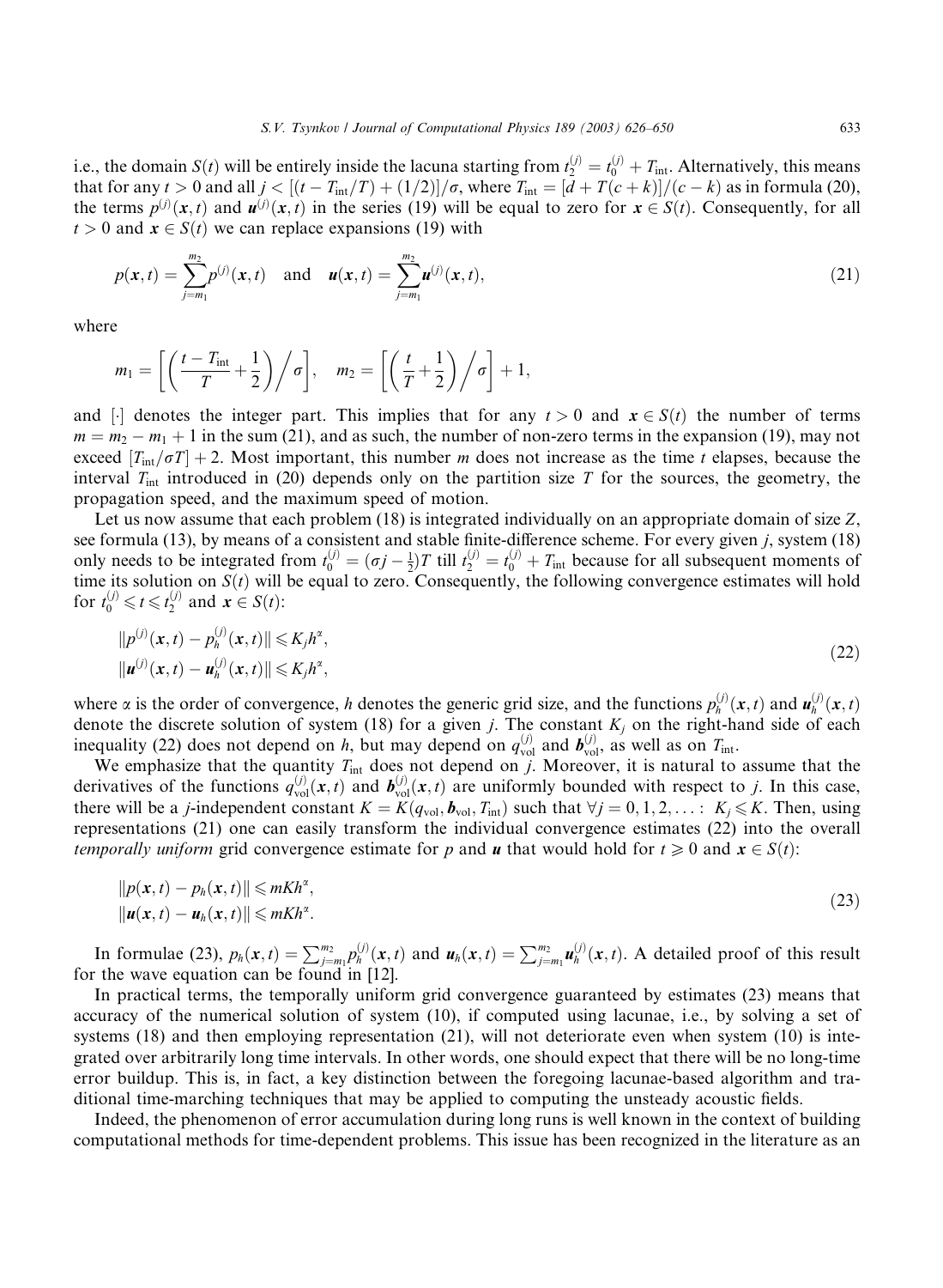i.e., the domain $S(t)$ will be entirely inside the lacuna starting from $t_2^{(j)} = t_0^{(j)} + T_{\text{int}}$. Alternatively, this means that for any $t > 0$ and all $j < [(t - T_{\text{int}}/T) + (1/2)]/\sigma$, where $T_{\text{int}} = [d + T(c + k)]/(c - k)$ as in formula (20), the terms $p^{(j)}(\boldsymbol{x}, t)$ and $\boldsymbol{u}^{(j)}(\boldsymbol{x}, t)$ in the series (19) will be equal to zero for $\boldsymbol{x} \in S(t)$. Consequently, for all $t > 0$ and $\boldsymbol{x} \in S(t)$ we can replace expansions (19) with

$$p(\boldsymbol{x}, t) = \sum_{j=m_1}^{m_2} p^{(j)}(\boldsymbol{x}, t) \quad \text{and} \quad \boldsymbol{u}(\boldsymbol{x}, t) = \sum_{j=m_1}^{m_2} \boldsymbol{u}^{(j)}(\boldsymbol{x}, t), \tag{21}$$

where

$$m_1 = \left[ \left( \frac{t - T_{\text{int}}}{T} + \frac{1}{2} \right) \Big/ \sigma \right], \quad m_2 = \left[ \left( \frac{t}{T} + \frac{1}{2} \right) \Big/ \sigma \right] + 1,$$

and $[\cdot]$ denotes the integer part. This implies that for any $t > 0$ and $\boldsymbol{x} \in S(t)$ the number of terms $m = m_2 - m_1 + 1$ in the sum (21), and as such, the number of non-zero terms in the expansion (19), may not exceed $[T_{\text{int}}/\sigma T] + 2$. Most important, this number $m$ does not increase as the time $t$ elapses, because the interval $T_{\text{int}}$ introduced in (20) depends only on the partition size $T$ for the sources, the geometry, the propagation speed, and the maximum speed of motion.

Let us now assume that each problem (18) is integrated individually on an appropriate domain of size $Z$, see formula (13), by means of a consistent and stable finite-difference scheme. For every given $j$, system (18) only needs to be integrated from $t_0^{(j)} = (\sigma j - \frac{1}{2})T$ till $t_2^{(j)} = t_0^{(j)} + T_{\text{int}}$ because for all subsequent moments of time its solution on $S(t)$ will be equal to zero. Consequently, the following convergence estimates will hold for $t_0^{(j)} \leqslant t \leqslant t_2^{(j)}$ and $\boldsymbol{x} \in S(t)$:

$$\begin{aligned}
\|p^{(j)}(\boldsymbol{x}, t) - p_h^{(j)}(\boldsymbol{x}, t)\| &\leqslant K_j h^\alpha, \\
\|\boldsymbol{u}^{(j)}(\boldsymbol{x}, t) - \boldsymbol{u}_h^{(j)}(\boldsymbol{x}, t)\| &\leqslant K_j h^\alpha,
\end{aligned} \tag{22}$$

where $\alpha$ is the order of convergence, $h$ denotes the generic grid size, and the functions $p_h^{(j)}(\boldsymbol{x}, t)$ and $\boldsymbol{u}_h^{(j)}(\boldsymbol{x}, t)$ denote the discrete solution of system (18) for a given $j$. The constant $K_j$ on the right-hand side of each inequality (22) does not depend on $h$, but may depend on $q_{\text{vol}}^{(j)}$ and $\boldsymbol{b}_{\text{vol}}^{(j)}$, as well as on $T_{\text{int}}$.

We emphasize that the quantity $T_{\text{int}}$ does not depend on $j$. Moreover, it is natural to assume that the derivatives of the functions $q_{\text{vol}}^{(j)}(\boldsymbol{x}, t)$ and $\boldsymbol{b}_{\text{vol}}^{(j)}(\boldsymbol{x}, t)$ are uniformly bounded with respect to $j$. In this case, there will be a $j$-independent constant $K = K(q_{\text{vol}}, \boldsymbol{b}_{\text{vol}}, T_{\text{int}})$ such that $\forall j = 0, 1, 2, \dots : \; K_j \leqslant K$. Then, using representations (21) one can easily transform the individual convergence estimates (22) into the overall *temporally uniform* grid convergence estimate for $p$ and $\boldsymbol{u}$ that would hold for $t \geqslant 0$ and $\boldsymbol{x} \in S(t)$:

$$\begin{aligned}
\|p(\boldsymbol{x}, t) - p_h(\boldsymbol{x}, t)\| &\leqslant mKh^\alpha, \\
\|\boldsymbol{u}(\boldsymbol{x}, t) - \boldsymbol{u}_h(\boldsymbol{x}, t)\| &\leqslant mKh^\alpha.
\end{aligned} \tag{23}$$

In formulae (23), $p_h(\boldsymbol{x}, t) = \sum_{j=m_1}^{m_2} p_h^{(j)}(\boldsymbol{x}, t)$ and $\boldsymbol{u}_h(\boldsymbol{x}, t) = \sum_{j=m_1}^{m_2} \boldsymbol{u}_h^{(j)}(\boldsymbol{x}, t)$. A detailed proof of this result for the wave equation can be found in [12].

In practical terms, the temporally uniform grid convergence guaranteed by estimates (23) means that accuracy of the numerical solution of system (10), if computed using lacunae, i.e., by solving a set of systems (18) and then employing representation (21), will not deteriorate even when system (10) is integrated over arbitrarily long time intervals. In other words, one should expect that there will be no long-time error buildup. This is, in fact, a key distinction between the foregoing lacunae-based algorithm and traditional time-marching techniques that may be applied to computing the unsteady acoustic fields.

Indeed, the phenomenon of error accumulation during long runs is well known in the context of building computational methods for time-dependent problems. This issue has been recognized in the literature as an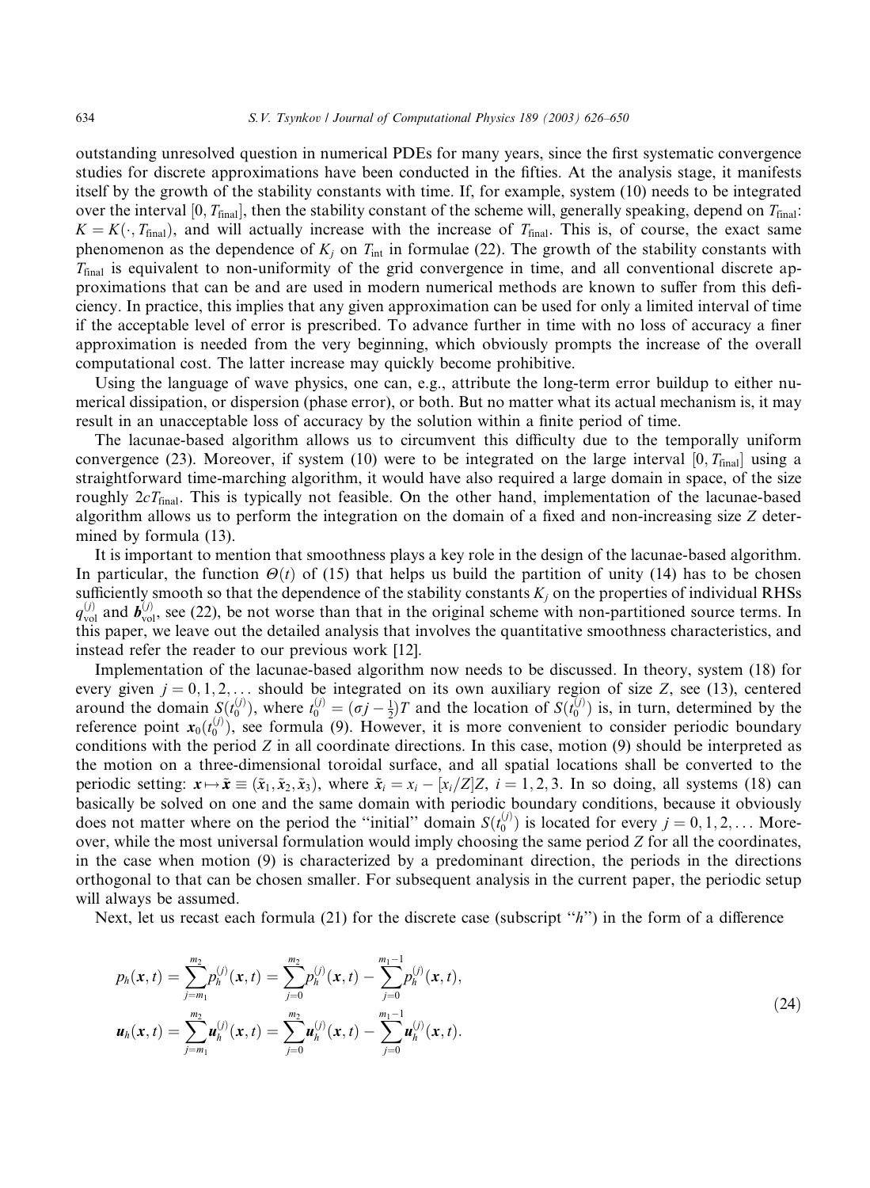outstanding unresolved question in numerical PDEs for many years, since the first systematic convergence studies for discrete approximations have been conducted in the fifties. At the analysis stage, it manifests itself by the growth of the stability constants with time. If, for example, system (10) needs to be integrated over the interval $[0, T_{\rm final}]$, then the stability constant of the scheme will, generally speaking, depend on $T_{\rm final}$: $K = K(\cdot, T_{\rm final})$, and will actually increase with the increase of $T_{\rm final}$. This is, of course, the exact same phenomenon as the dependence of $K_j$ on $T_{\rm int}$ in formulae (22). The growth of the stability constants with $T_{\rm final}$ is equivalent to non-uniformity of the grid convergence in time, and all conventional discrete approximations that can be and are used in modern numerical methods are known to suffer from this deficiency. In practice, this implies that any given approximation can be used for only a limited interval of time if the acceptable level of error is prescribed. To advance further in time with no loss of accuracy a finer approximation is needed from the very beginning, which obviously prompts the increase of the overall computational cost. The latter increase may quickly become prohibitive.

Using the language of wave physics, one can, e.g., attribute the long-term error buildup to either numerical dissipation, or dispersion (phase error), or both. But no matter what its actual mechanism is, it may result in an unacceptable loss of accuracy by the solution within a finite period of time.

The lacunae-based algorithm allows us to circumvent this difficulty due to the temporally uniform convergence (23). Moreover, if system (10) were to be integrated on the large interval $[0, T_{\rm final}]$ using a straightforward time-marching algorithm, it would have also required a large domain in space, of the size roughly $2cT_{\rm final}$. This is typically not feasible. On the other hand, implementation of the lacunae-based algorithm allows us to perform the integration on the domain of a fixed and non-increasing size $Z$ determined by formula (13).

It is important to mention that smoothness plays a key role in the design of the lacunae-based algorithm. In particular, the function $\Theta(t)$ of (15) that helps us build the partition of unity (14) has to be chosen sufficiently smooth so that the dependence of the stability constants $K_j$ on the properties of individual RHSs $q_{\rm vol}^{(j)}$ and $\boldsymbol{b}_{\rm vol}^{(j)}$, see (22), be not worse than that in the original scheme with non-partitioned source terms. In this paper, we leave out the detailed analysis that involves the quantitative smoothness characteristics, and instead refer the reader to our previous work [12].

Implementation of the lacunae-based algorithm now needs to be discussed. In theory, system (18) for every given $j = 0, 1, 2, \dots$ should be integrated on its own auxiliary region of size $Z$, see (13), centered around the domain $S(t_0^{(j)})$, where $t_0^{(j)} = (\sigma j - \frac{1}{2})T$ and the location of $S(t_0^{(j)})$ is, in turn, determined by the reference point $\boldsymbol{x}_0(t_0^{(j)})$, see formula (9). However, it is more convenient to consider periodic boundary conditions with the period $Z$ in all coordinate directions. In this case, motion (9) should be interpreted as the motion on a three-dimensional toroidal surface, and all spatial locations shall be converted to the periodic setting: $\boldsymbol{x} \mapsto \tilde{\boldsymbol{x}} \equiv (\tilde{x}_1, \tilde{x}_2, \tilde{x}_3)$, where $\tilde{x}_i = x_i - [x_i/Z]Z$, $i = 1, 2, 3$. In so doing, all systems (18) can basically be solved on one and the same domain with periodic boundary conditions, because it obviously does not matter where on the period the "initial" domain $S(t_0^{(j)})$ is located for every $j = 0, 1, 2, \dots$ Moreover, while the most universal formulation would imply choosing the same period $Z$ for all the coordinates, in the case when motion (9) is characterized by a predominant direction, the periods in the directions orthogonal to that can be chosen smaller. For subsequent analysis in the current paper, the periodic setup will always be assumed.

Next, let us recast each formula (21) for the discrete case (subscript "$h$") in the form of a difference

$$
\begin{aligned}
p_h(\boldsymbol{x}, t) &= \sum_{j=m_1}^{m_2} p_h^{(j)}(\boldsymbol{x}, t) = \sum_{j=0}^{m_2} p_h^{(j)}(\boldsymbol{x}, t) - \sum_{j=0}^{m_1-1} p_h^{(j)}(\boldsymbol{x}, t), \\
\boldsymbol{u}_h(\boldsymbol{x}, t) &= \sum_{j=m_1}^{m_2} \boldsymbol{u}_h^{(j)}(\boldsymbol{x}, t) = \sum_{j=0}^{m_2} \boldsymbol{u}_h^{(j)}(\boldsymbol{x}, t) - \sum_{j=0}^{m_1-1} \boldsymbol{u}_h^{(j)}(\boldsymbol{x}, t).
\end{aligned}
\tag{24}
$$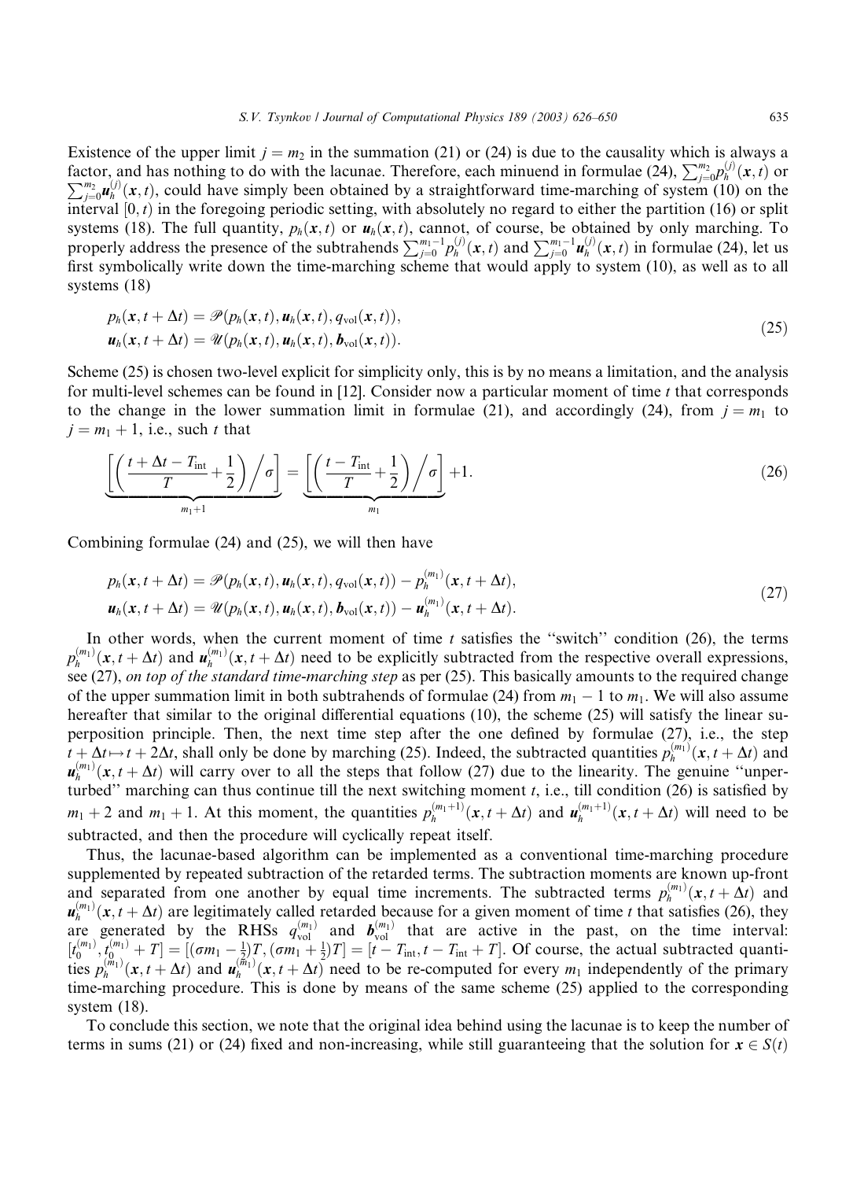Existence of the upper limit $j = m_2$ in the summation (21) or (24) is due to the causality which is always a factor, and has nothing to do with the lacunae. Therefore, each minuend in formulae (24), $\sum_{j=0}^{m_2} p_h^{(j)}(\boldsymbol{x}, t)$ or $\sum_{j=0}^{m_2} \boldsymbol{u}_h^{(j)}(\boldsymbol{x}, t)$, could have simply been obtained by a straightforward time-marching of system (10) on the interval $[0, t)$ in the foregoing periodic setting, with absolutely no regard to either the partition (16) or split systems (18). The full quantity, $p_h(\boldsymbol{x}, t)$ or $\boldsymbol{u}_h(\boldsymbol{x}, t)$, cannot, of course, be obtained by only marching. To properly address the presence of the subtrahends $\sum_{j=0}^{m_1-1} p_h^{(j)}(\boldsymbol{x}, t)$ and $\sum_{j=0}^{m_1-1} \boldsymbol{u}_h^{(j)}(\boldsymbol{x}, t)$ in formulae (24), let us first symbolically write down the time-marching scheme that would apply to system (10), as well as to all systems (18)

$$
\begin{aligned}
p_h(\boldsymbol{x}, t + \Delta t) &= \mathscr{P}(p_h(\boldsymbol{x}, t), \boldsymbol{u}_h(\boldsymbol{x}, t), q_{\mathrm{vol}}(\boldsymbol{x}, t)), \\
\boldsymbol{u}_h(\boldsymbol{x}, t + \Delta t) &= \mathscr{U}(p_h(\boldsymbol{x}, t), \boldsymbol{u}_h(\boldsymbol{x}, t), \boldsymbol{b}_{\mathrm{vol}}(\boldsymbol{x}, t)).
\end{aligned}
\tag{25}
$$

Scheme (25) is chosen two-level explicit for simplicity only, this is by no means a limitation, and the analysis for multi-level schemes can be found in [12]. Consider now a particular moment of time $t$ that corresponds to the change in the lower summation limit in formulae (21), and accordingly (24), from $j = m_1$ to $j = m_1 + 1$, i.e., such $t$ that

$$
\underbrace{\left[ \left( \frac{t + \Delta t - T_{\mathrm{int}}}{T} + \frac{1}{2} \right) \Big/ \sigma \right]}_{m_1+1} = \underbrace{\left[ \left( \frac{t - T_{\mathrm{int}}}{T} + \frac{1}{2} \right) \Big/ \sigma \right]}_{m_1} + 1.
\tag{26}
$$

Combining formulae (24) and (25), we will then have

$$
\begin{aligned}
p_h(\boldsymbol{x}, t + \Delta t) &= \mathscr{P}(p_h(\boldsymbol{x}, t), \boldsymbol{u}_h(\boldsymbol{x}, t), q_{\mathrm{vol}}(\boldsymbol{x}, t)) - p_h^{(m_1)}(\boldsymbol{x}, t + \Delta t), \\
\boldsymbol{u}_h(\boldsymbol{x}, t + \Delta t) &= \mathscr{U}(p_h(\boldsymbol{x}, t), \boldsymbol{u}_h(\boldsymbol{x}, t), \boldsymbol{b}_{\mathrm{vol}}(\boldsymbol{x}, t)) - \boldsymbol{u}_h^{(m_1)}(\boldsymbol{x}, t + \Delta t).
\end{aligned}
\tag{27}
$$

In other words, when the current moment of time $t$ satisfies the "switch" condition (26), the terms $p_h^{(m_1)}(\boldsymbol{x}, t + \Delta t)$ and $\boldsymbol{u}_h^{(m_1)}(\boldsymbol{x}, t + \Delta t)$ need to be explicitly subtracted from the respective overall expressions, see (27), *on top of the standard time-marching step* as per (25). This basically amounts to the required change of the upper summation limit in both subtrahends of formulae (24) from $m_1 - 1$ to $m_1$. We will also assume hereafter that similar to the original differential equations (10), the scheme (25) will satisfy the linear superposition principle. Then, the next time step after the one defined by formulae (27), i.e., the step $t + \Delta t \mapsto t + 2\Delta t$, shall only be done by marching (25). Indeed, the subtracted quantities $p_h^{(m_1)}(\boldsymbol{x}, t + \Delta t)$ and $\boldsymbol{u}_h^{(m_1)}(\boldsymbol{x}, t + \Delta t)$ will carry over to all the steps that follow (27) due to the linearity. The genuine "unperturbed" marching can thus continue till the next switching moment $t$, i.e., till condition (26) is satisfied by $m_1 + 2$ and $m_1 + 1$. At this moment, the quantities $p_h^{(m_1+1)}(\boldsymbol{x}, t + \Delta t)$ and $\boldsymbol{u}_h^{(m_1+1)}(\boldsymbol{x}, t + \Delta t)$ will need to be subtracted, and then the procedure will cyclically repeat itself.

Thus, the lacunae-based algorithm can be implemented as a conventional time-marching procedure supplemented by repeated subtraction of the retarded terms. The subtraction moments are known up-front and separated from one another by equal time increments. The subtracted terms $p_h^{(m_1)}(\boldsymbol{x}, t + \Delta t)$ and $\boldsymbol{u}_h^{(m_1)}(\boldsymbol{x}, t + \Delta t)$ are legitimately called retarded because for a given moment of time $t$ that satisfies (26), they are generated by the RHSs $q_{\mathrm{vol}}^{(m_1)}$ and $\boldsymbol{b}_{\mathrm{vol}}^{(m_1)}$ that are active in the past, on the time interval: $[t_0^{(m_1)}, t_0^{(m_1)} + T] = [(\sigma m_1 - \frac{1}{2})T, (\sigma m_1 + \frac{1}{2})T] = [t - T_{\mathrm{int}}, t - T_{\mathrm{int}} + T]$. Of course, the actual subtracted quantities $p_h^{(m_1)}(\boldsymbol{x}, t + \Delta t)$ and $\boldsymbol{u}_h^{(m_1)}(\boldsymbol{x}, t + \Delta t)$ need to be re-computed for every $m_1$ independently of the primary time-marching procedure. This is done by means of the same scheme (25) applied to the corresponding system (18).

To conclude this section, we note that the original idea behind using the lacunae is to keep the number of terms in sums (21) or (24) fixed and non-increasing, while still guaranteeing that the solution for $\boldsymbol{x} \in S(t)$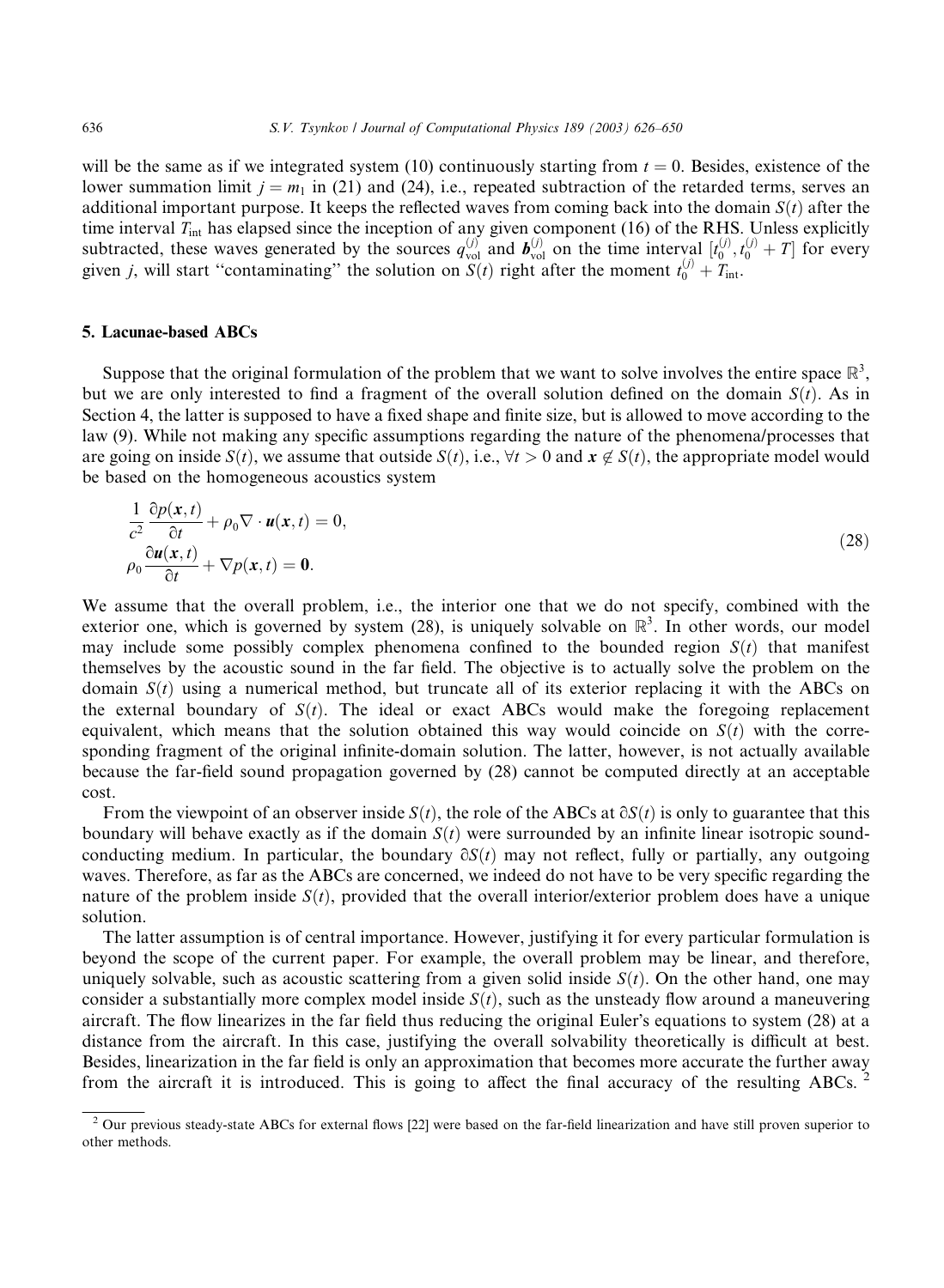will be the same as if we integrated system (10) continuously starting from $t = 0$. Besides, existence of the lower summation limit $j = m_1$ in (21) and (24), i.e., repeated subtraction of the retarded terms, serves an additional important purpose. It keeps the reflected waves from coming back into the domain $S(t)$ after the time interval $T_{\text{int}}$ has elapsed since the inception of any given component (16) of the RHS. Unless explicitly subtracted, these waves generated by the sources $q_{\text{vol}}^{(j)}$ and $\boldsymbol{b}_{\text{vol}}^{(j)}$ on the time interval $[t_0^{(j)}, t_0^{(j)} + T]$ for every given $j$, will start "contaminating" the solution on $S(t)$ right after the moment $t_0^{(j)} + T_{\text{int}}$.

## 5. Lacunae-based ABCs

Suppose that the original formulation of the problem that we want to solve involves the entire space $\mathbb{R}^3$, but we are only interested to find a fragment of the overall solution defined on the domain $S(t)$. As in Section 4, the latter is supposed to have a fixed shape and finite size, but is allowed to move according to the law (9). While not making any specific assumptions regarding the nature of the phenomena/processes that are going on inside $S(t)$, we assume that outside $S(t)$, i.e., $\forall t > 0$ and $\boldsymbol{x} \notin S(t)$, the appropriate model would be based on the homogeneous acoustics system

$$
\begin{aligned}
&\frac{1}{c^2}\frac{\partial p(\boldsymbol{x}, t)}{\partial t} + \rho_0 \nabla \cdot \boldsymbol{u}(\boldsymbol{x}, t) = 0, \\
&\rho_0 \frac{\partial \boldsymbol{u}(\boldsymbol{x}, t)}{\partial t} + \nabla p(\boldsymbol{x}, t) = \boldsymbol{0}.
\end{aligned}
\tag{28}
$$

We assume that the overall problem, i.e., the interior one that we do not specify, combined with the exterior one, which is governed by system (28), is uniquely solvable on $\mathbb{R}^3$. In other words, our model may include some possibly complex phenomena confined to the bounded region $S(t)$ that manifest themselves by the acoustic sound in the far field. The objective is to actually solve the problem on the domain $S(t)$ using a numerical method, but truncate all of its exterior replacing it with the ABCs on the external boundary of $S(t)$. The ideal or exact ABCs would make the foregoing replacement equivalent, which means that the solution obtained this way would coincide on $S(t)$ with the corresponding fragment of the original infinite-domain solution. The latter, however, is not actually available because the far-field sound propagation governed by (28) cannot be computed directly at an acceptable cost.

From the viewpoint of an observer inside $S(t)$, the role of the ABCs at $\partial S(t)$ is only to guarantee that this boundary will behave exactly as if the domain $S(t)$ were surrounded by an infinite linear isotropic sound-conducting medium. In particular, the boundary $\partial S(t)$ may not reflect, fully or partially, any outgoing waves. Therefore, as far as the ABCs are concerned, we indeed do not have to be very specific regarding the nature of the problem inside $S(t)$, provided that the overall interior/exterior problem does have a unique solution.

The latter assumption is of central importance. However, justifying it for every particular formulation is beyond the scope of the current paper. For example, the overall problem may be linear, and therefore, uniquely solvable, such as acoustic scattering from a given solid inside $S(t)$. On the other hand, one may consider a substantially more complex model inside $S(t)$, such as the unsteady flow around a maneuvering aircraft. The flow linearizes in the far field thus reducing the original Euler's equations to system (28) at a distance from the aircraft. In this case, justifying the overall solvability theoretically is difficult at best. Besides, linearization in the far field is only an approximation that becomes more accurate the further away from the aircraft it is introduced. This is going to affect the final accuracy of the resulting ABCs. [2]

[2] Our previous steady-state ABCs for external flows [22] were based on the far-field linearization and have still proven superior to other methods.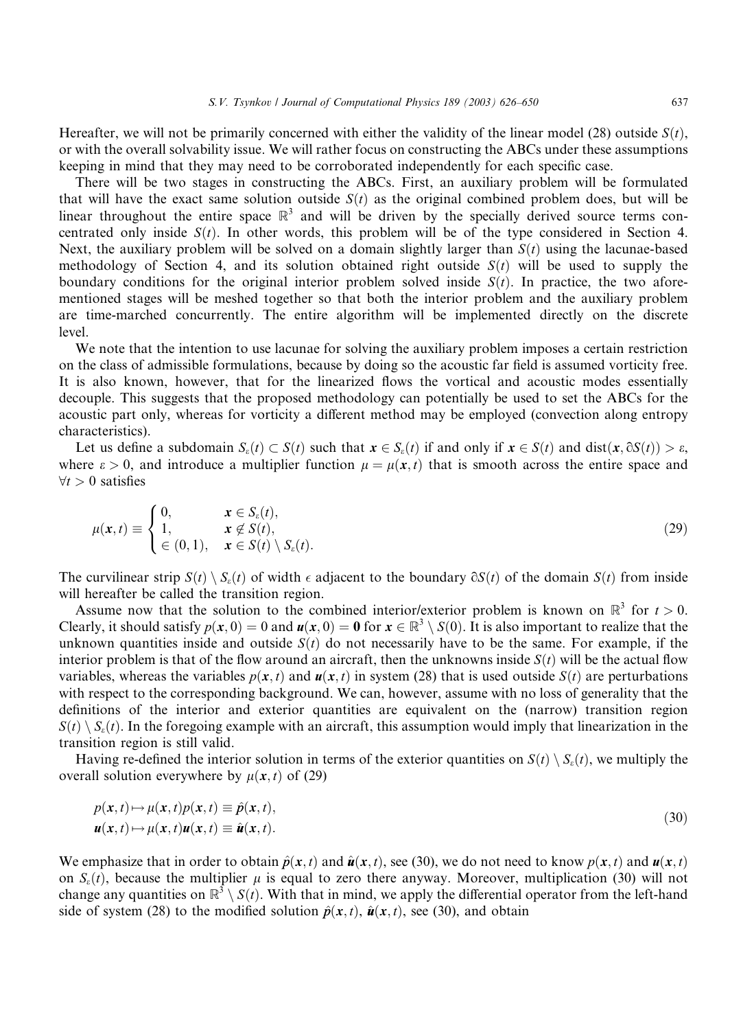Hereafter, we will not be primarily concerned with either the validity of the linear model (28) outside $S(t)$, or with the overall solvability issue. We will rather focus on constructing the ABCs under these assumptions keeping in mind that they may need to be corroborated independently for each specific case.

There will be two stages in constructing the ABCs. First, an auxiliary problem will be formulated that will have the exact same solution outside $S(t)$ as the original combined problem does, but will be linear throughout the entire space $\mathbb{R}^3$ and will be driven by the specially derived source terms concentrated only inside $S(t)$. In other words, this problem will be of the type considered in Section 4. Next, the auxiliary problem will be solved on a domain slightly larger than $S(t)$ using the lacunae-based methodology of Section 4, and its solution obtained right outside $S(t)$ will be used to supply the boundary conditions for the original interior problem solved inside $S(t)$. In practice, the two aforementioned stages will be meshed together so that both the interior problem and the auxiliary problem are time-marched concurrently. The entire algorithm will be implemented directly on the discrete level.

We note that the intention to use lacunae for solving the auxiliary problem imposes a certain restriction on the class of admissible formulations, because by doing so the acoustic far field is assumed vorticity free. It is also known, however, that for the linearized flows the vortical and acoustic modes essentially decouple. This suggests that the proposed methodology can potentially be used to set the ABCs for the acoustic part only, whereas for vorticity a different method may be employed (convection along entropy characteristics).

Let us define a subdomain $S_\varepsilon(t) \subset S(t)$ such that $\boldsymbol{x} \in S_\varepsilon(t)$ if and only if $\boldsymbol{x} \in S(t)$ and $\mathrm{dist}(\boldsymbol{x}, \partial S(t)) > \varepsilon$, where $\varepsilon > 0$, and introduce a multiplier function $\mu = \mu(\boldsymbol{x}, t)$ that is smooth across the entire space and $\forall t > 0$ satisfies

$$
\mu(\boldsymbol{x}, t) \equiv \begin{cases} 0, & \boldsymbol{x} \in S_\varepsilon(t), \\ 1, & \boldsymbol{x} \notin S(t), \\ \in (0,1), & \boldsymbol{x} \in S(t) \setminus S_\varepsilon(t). \end{cases} \tag{29}
$$

The curvilinear strip $S(t) \setminus S_\varepsilon(t)$ of width $\epsilon$ adjacent to the boundary $\partial S(t)$ of the domain $S(t)$ from inside will hereafter be called the transition region.

Assume now that the solution to the combined interior/exterior problem is known on $\mathbb{R}^3$ for $t > 0$. Clearly, it should satisfy $p(\boldsymbol{x}, 0) = 0$ and $\boldsymbol{u}(\boldsymbol{x}, 0) = \boldsymbol{0}$ for $\boldsymbol{x} \in \mathbb{R}^3 \setminus S(0)$. It is also important to realize that the unknown quantities inside and outside $S(t)$ do not necessarily have to be the same. For example, if the interior problem is that of the flow around an aircraft, then the unknowns inside $S(t)$ will be the actual flow variables, whereas the variables $p(\boldsymbol{x}, t)$ and $\boldsymbol{u}(\boldsymbol{x}, t)$ in system (28) that is used outside $S(t)$ are perturbations with respect to the corresponding background. We can, however, assume with no loss of generality that the definitions of the interior and exterior quantities are equivalent on the (narrow) transition region $S(t) \setminus S_\varepsilon(t)$. In the foregoing example with an aircraft, this assumption would imply that linearization in the transition region is still valid.

Having re-defined the interior solution in terms of the exterior quantities on $S(t) \setminus S_\varepsilon(t)$, we multiply the overall solution everywhere by $\mu(\boldsymbol{x}, t)$ of (29)

$$
\begin{aligned}
p(\boldsymbol{x}, t) &\mapsto \mu(\boldsymbol{x}, t) p(\boldsymbol{x}, t) \equiv \hat{p}(\boldsymbol{x}, t), \\
\boldsymbol{u}(\boldsymbol{x}, t) &\mapsto \mu(\boldsymbol{x}, t) \boldsymbol{u}(\boldsymbol{x}, t) \equiv \hat{\boldsymbol{u}}(\boldsymbol{x}, t).
\end{aligned} \tag{30}
$$

We emphasize that in order to obtain $\hat{p}(\boldsymbol{x}, t)$ and $\hat{\boldsymbol{u}}(\boldsymbol{x}, t)$, see (30), we do not need to know $p(\boldsymbol{x}, t)$ and $\boldsymbol{u}(\boldsymbol{x}, t)$ on $S_\varepsilon(t)$, because the multiplier $\mu$ is equal to zero there anyway. Moreover, multiplication (30) will not change any quantities on $\mathbb{R}^3 \setminus S(t)$. With that in mind, we apply the differential operator from the left-hand side of system (28) to the modified solution $\hat{p}(\boldsymbol{x}, t)$, $\hat{\boldsymbol{u}}(\boldsymbol{x}, t)$, see (30), and obtain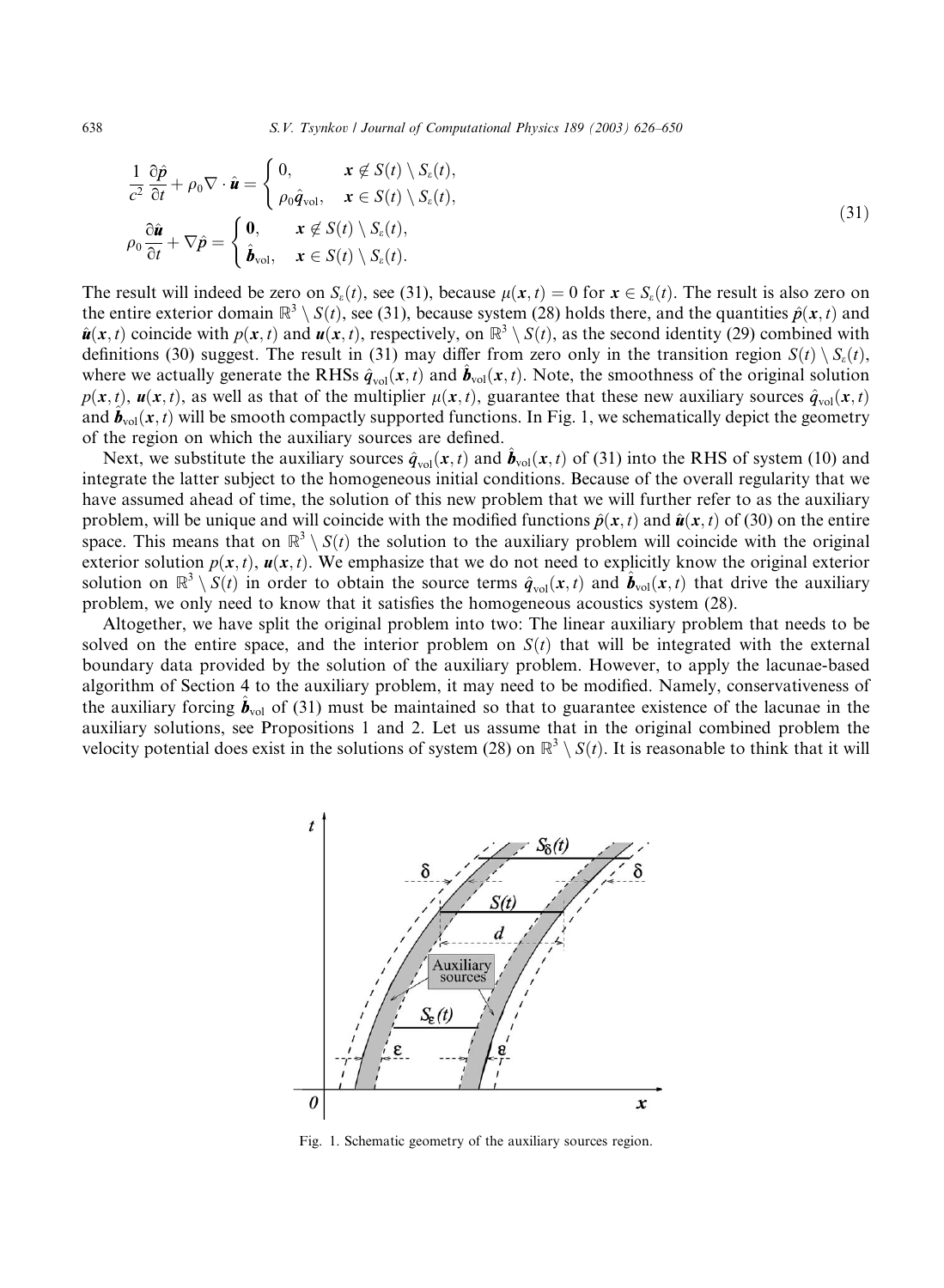$$
\begin{aligned}
&\frac{1}{c^2}\frac{\partial \hat{p}}{\partial t} + \rho_0 \nabla \cdot \hat{\boldsymbol{u}} = \begin{cases} 0, & \boldsymbol{x} \notin S(t) \setminus S_\varepsilon(t), \\ \rho_0 \hat{q}_{\text{vol}}, & \boldsymbol{x} \in S(t) \setminus S_\varepsilon(t), \end{cases} \\
&\rho_0 \frac{\partial \hat{\boldsymbol{u}}}{\partial t} + \nabla \hat{p} = \begin{cases} \boldsymbol{0}, & \boldsymbol{x} \notin S(t) \setminus S_\varepsilon(t), \\ \hat{\boldsymbol{b}}_{\text{vol}}, & \boldsymbol{x} \in S(t) \setminus S_\varepsilon(t). \end{cases}
\end{aligned}
\tag{31}
$$

The result will indeed be zero on $S_\varepsilon(t)$, see (31), because $\mu(\boldsymbol{x}, t) = 0$ for $\boldsymbol{x} \in S_\varepsilon(t)$. The result is also zero on the entire exterior domain $\mathbb{R}^3 \setminus S(t)$, see (31), because system (28) holds there, and the quantities $\hat{p}(\boldsymbol{x}, t)$ and $\hat{\boldsymbol{u}}(\boldsymbol{x}, t)$ coincide with $p(\boldsymbol{x}, t)$ and $\boldsymbol{u}(\boldsymbol{x}, t)$, respectively, on $\mathbb{R}^3 \setminus S(t)$, as the second identity (29) combined with definitions (30) suggest. The result in (31) may differ from zero only in the transition region $S(t) \setminus S_\varepsilon(t)$, where we actually generate the RHSs $\hat{q}_{\text{vol}}(\boldsymbol{x}, t)$ and $\hat{\boldsymbol{b}}_{\text{vol}}(\boldsymbol{x}, t)$. Note, the smoothness of the original solution $p(\boldsymbol{x}, t)$, $\boldsymbol{u}(\boldsymbol{x}, t)$, as well as that of the multiplier $\mu(\boldsymbol{x}, t)$, guarantee that these new auxiliary sources $\hat{q}_{\text{vol}}(\boldsymbol{x}, t)$ and $\hat{\boldsymbol{b}}_{\text{vol}}(\boldsymbol{x}, t)$ will be smooth compactly supported functions. In Fig. 1, we schematically depict the geometry of the region on which the auxiliary sources are defined.

Next, we substitute the auxiliary sources $\hat{q}_{\text{vol}}(\boldsymbol{x}, t)$ and $\hat{\boldsymbol{b}}_{\text{vol}}(\boldsymbol{x}, t)$ of (31) into the RHS of system (10) and integrate the latter subject to the homogeneous initial conditions. Because of the overall regularity that we have assumed ahead of time, the solution of this new problem that we will further refer to as the auxiliary problem, will be unique and will coincide with the modified functions $\hat{p}(\boldsymbol{x}, t)$ and $\hat{\boldsymbol{u}}(\boldsymbol{x}, t)$ of (30) on the entire space. This means that on $\mathbb{R}^3 \setminus S(t)$ the solution to the auxiliary problem will coincide with the original exterior solution $p(\boldsymbol{x}, t)$, $\boldsymbol{u}(\boldsymbol{x}, t)$. We emphasize that we do not need to explicitly know the original exterior solution on $\mathbb{R}^3 \setminus S(t)$ in order to obtain the source terms $\hat{q}_{\text{vol}}(\boldsymbol{x}, t)$ and $\hat{\boldsymbol{b}}_{\text{vol}}(\boldsymbol{x}, t)$ that drive the auxiliary problem, we only need to know that it satisfies the homogeneous acoustics system (28).

Altogether, we have split the original problem into two: The linear auxiliary problem that needs to be solved on the entire space, and the interior problem on $S(t)$ that will be integrated with the external boundary data provided by the solution of the auxiliary problem. However, to apply the lacunae-based algorithm of Section 4 to the auxiliary problem, it may need to be modified. Namely, conservativeness of the auxiliary forcing $\hat{\boldsymbol{b}}_{\text{vol}}$ of (31) must be maintained so that to guarantee existence of the lacunae in the auxiliary solutions, see Propositions 1 and 2. Let us assume that in the original combined problem the velocity potential does exist in the solutions of system (28) on $\mathbb{R}^3 \setminus S(t)$. It is reasonable to think that it will

t
$S_\delta(t)$
δ
δ
$S(t)$
d
Auxiliary sources
$S_\varepsilon(t)$
ε
ε
0
x

Fig. 1. Schematic geometry of the auxiliary sources region.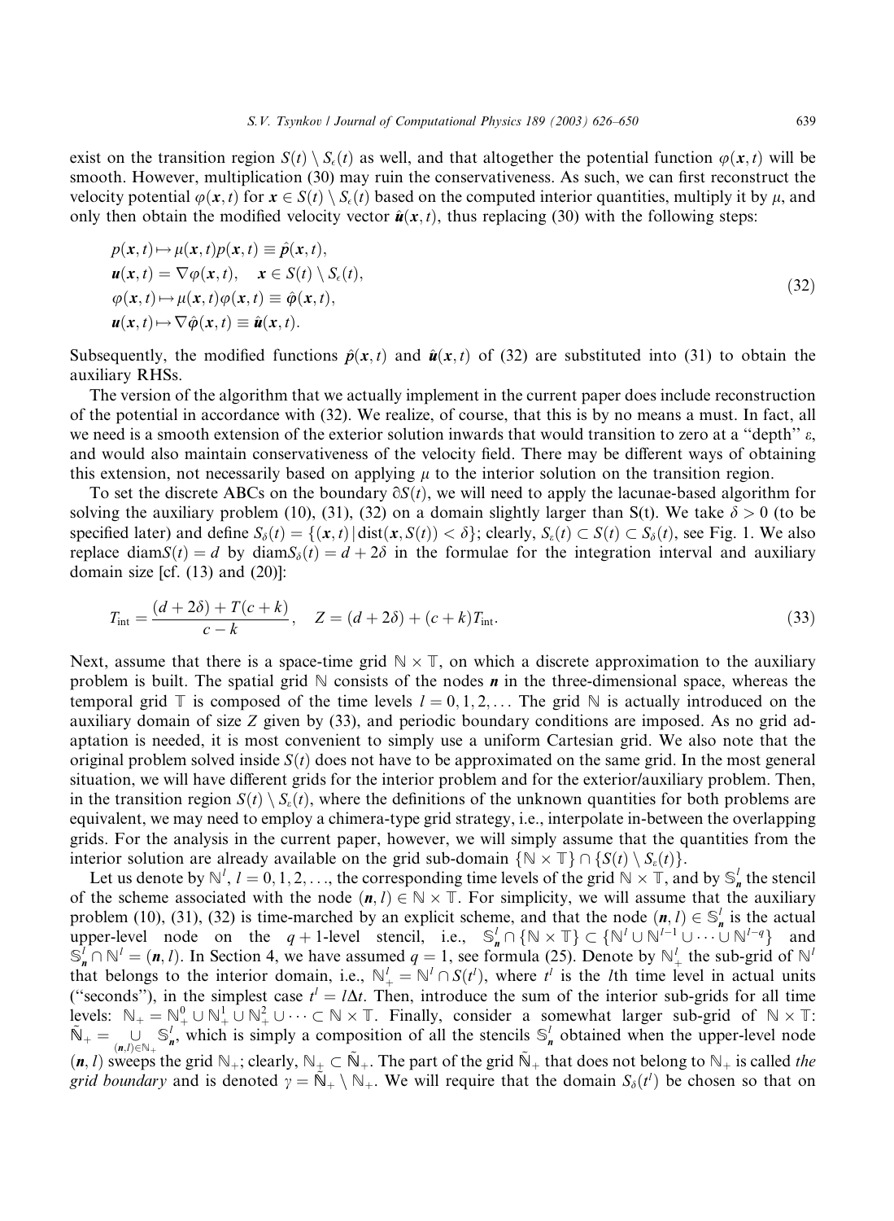exist on the transition region $S(t) \setminus S_\epsilon(t)$ as well, and that altogether the potential function $\varphi(\boldsymbol{x}, t)$ will be smooth. However, multiplication (30) may ruin the conservativeness. As such, we can first reconstruct the velocity potential $\varphi(\boldsymbol{x}, t)$ for $\boldsymbol{x} \in S(t) \setminus S_\epsilon(t)$ based on the computed interior quantities, multiply it by $\mu$, and only then obtain the modified velocity vector $\hat{\boldsymbol{u}}(\boldsymbol{x}, t)$, thus replacing (30) with the following steps:

$$
\begin{aligned}
& p(\boldsymbol{x}, t) \mapsto \mu(\boldsymbol{x}, t) p(\boldsymbol{x}, t) \equiv \hat{p}(\boldsymbol{x}, t), \\
& \boldsymbol{u}(\boldsymbol{x}, t) = \nabla \varphi(\boldsymbol{x}, t), \quad \boldsymbol{x} \in S(t) \setminus S_\epsilon(t), \\
& \varphi(\boldsymbol{x}, t) \mapsto \mu(\boldsymbol{x}, t) \varphi(\boldsymbol{x}, t) \equiv \hat{\varphi}(\boldsymbol{x}, t), \\
& \boldsymbol{u}(\boldsymbol{x}, t) \mapsto \nabla \hat{\varphi}(\boldsymbol{x}, t) \equiv \hat{\boldsymbol{u}}(\boldsymbol{x}, t).
\end{aligned}
\tag{32}
$$

Subsequently, the modified functions $\hat{p}(\boldsymbol{x}, t)$ and $\hat{\boldsymbol{u}}(\boldsymbol{x}, t)$ of (32) are substituted into (31) to obtain the auxiliary RHSs.

The version of the algorithm that we actually implement in the current paper does include reconstruction of the potential in accordance with (32). We realize, of course, that this is by no means a must. In fact, all we need is a smooth extension of the exterior solution inwards that would transition to zero at a "depth" $\varepsilon$, and would also maintain conservativeness of the velocity field. There may be different ways of obtaining this extension, not necessarily based on applying $\mu$ to the interior solution on the transition region.

To set the discrete ABCs on the boundary $\partial S(t)$, we will need to apply the lacunae-based algorithm for solving the auxiliary problem (10), (31), (32) on a domain slightly larger than S(t). We take $\delta > 0$ (to be specified later) and define $S_\delta(t) = \{(\boldsymbol{x}, t) \,|\, \mathrm{dist}(\boldsymbol{x}, S(t)) < \delta\}$; clearly, $S_\varepsilon(t) \subset S(t) \subset S_\delta(t)$, see Fig. 1. We also replace $\mathrm{diam} S(t) = d$ by $\mathrm{diam} S_\delta(t) = d + 2\delta$ in the formulae for the integration interval and auxiliary domain size [cf. (13) and (20)]:

$$
T_{\mathrm{int}} = \frac{(d + 2\delta) + T(c + k)}{c - k}, \quad Z = (d + 2\delta) + (c + k) T_{\mathrm{int}}. \tag{33}
$$

Next, assume that there is a space-time grid $\mathbb{N} \times \mathbb{T}$, on which a discrete approximation to the auxiliary problem is built. The spatial grid $\mathbb{N}$ consists of the nodes $\boldsymbol{n}$ in the three-dimensional space, whereas the temporal grid $\mathbb{T}$ is composed of the time levels $l = 0, 1, 2, \ldots$ The grid $\mathbb{N}$ is actually introduced on the auxiliary domain of size $Z$ given by (33), and periodic boundary conditions are imposed. As no grid adaptation is needed, it is most convenient to simply use a uniform Cartesian grid. We also note that the original problem solved inside $S(t)$ does not have to be approximated on the same grid. In the most general situation, we will have different grids for the interior problem and for the exterior/auxiliary problem. Then, in the transition region $S(t) \setminus S_\varepsilon(t)$, where the definitions of the unknown quantities for both problems are equivalent, we may need to employ a chimera-type grid strategy, i.e., interpolate in-between the overlapping grids. For the analysis in the current paper, however, we will simply assume that the quantities from the interior solution are already available on the grid sub-domain $\{\mathbb{N} \times \mathbb{T}\} \cap \{S(t) \setminus S_\varepsilon(t)\}$.

Let us denote by $\mathbb{N}^l$, $l = 0, 1, 2, \ldots$, the corresponding time levels of the grid $\mathbb{N} \times \mathbb{T}$, and by $\mathbb{S}^l_{\boldsymbol{n}}$ the stencil of the scheme associated with the node $(\boldsymbol{n}, l) \in \mathbb{N} \times \mathbb{T}$. For simplicity, we will assume that the auxiliary problem (10), (31), (32) is time-marched by an explicit scheme, and that the node $(\boldsymbol{n}, l) \in \mathbb{S}^l_{\boldsymbol{n}}$ is the actual upper-level node on the $q+1$-level stencil, i.e., $\mathbb{S}^l_{\boldsymbol{n}} \cap \{\mathbb{N} \times \mathbb{T}\} \subset \{\mathbb{N}^l \cup \mathbb{N}^{l-1} \cup \cdots \cup \mathbb{N}^{l-q}\}$ and $\mathbb{S}^l_{\boldsymbol{n}} \cap \mathbb{N}^l = (\boldsymbol{n}, l)$. In Section 4, we have assumed $q = 1$, see formula (25). Denote by $\mathbb{N}^l_+$ the sub-grid of $\mathbb{N}^l$ that belongs to the interior domain, i.e., $\mathbb{N}^l_+ = \mathbb{N}^l \cap S(t^l)$, where $t^l$ is the $l$th time level in actual units ("seconds"), in the simplest case $t^l = l\Delta t$. Then, introduce the sum of the interior sub-grids for all time levels: $\mathbb{N}_+ = \mathbb{N}^0_+ \cup \mathbb{N}^1_+ \cup \mathbb{N}^2_+ \cup \cdots \subset \mathbb{N} \times \mathbb{T}$. Finally, consider a somewhat larger sub-grid of $\mathbb{N} \times \mathbb{T}$: $\tilde{\mathbb{N}}_+ = \bigcup_{(\boldsymbol{n}, l) \in \mathbb{N}_+} \mathbb{S}^l_{\boldsymbol{n}}$, which is simply a composition of all the stencils $\mathbb{S}^l_{\boldsymbol{n}}$ obtained when the upper-level node $(\boldsymbol{n}, l)$ sweeps the grid $\mathbb{N}_+$; clearly, $\mathbb{N}_+ \subset \tilde{\mathbb{N}}_+$. The part of the grid $\tilde{\mathbb{N}}_+$ that does not belong to $\mathbb{N}_+$ is called *the grid boundary* and is denoted $\gamma = \tilde{\mathbb{N}}_+ \setminus \mathbb{N}_+$. We will require that the domain $S_\delta(t^l)$ be chosen so that on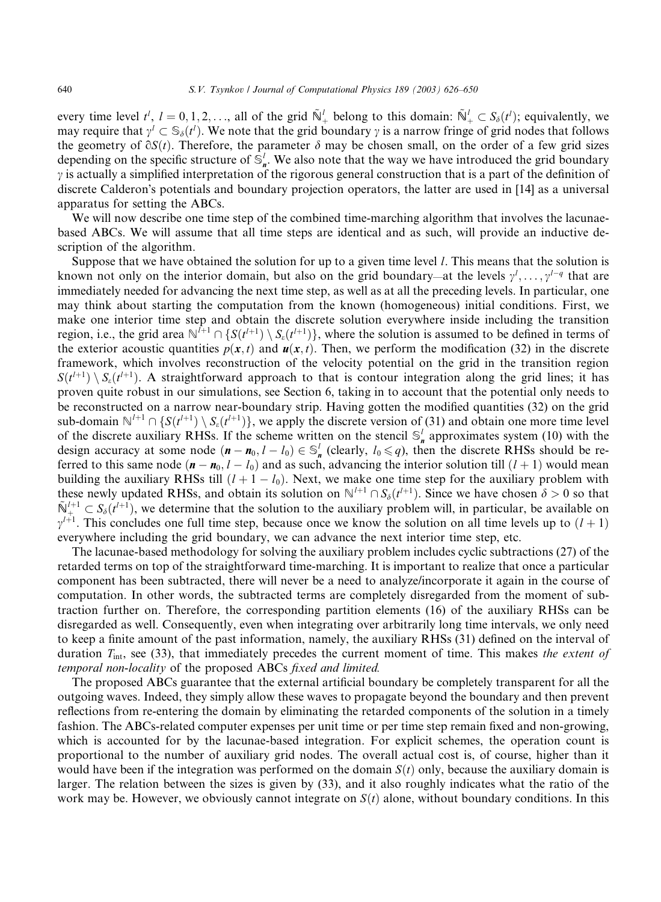every time level $t^l$, $l = 0, 1, 2, \ldots$, all of the grid $\tilde{\mathbb{N}}^l_+$ belong to this domain: $\tilde{\mathbb{N}}^l_+ \subset S_\delta(t^l)$; equivalently, we may require that $\gamma^l \subset \mathbb{S}_\delta(t^l)$. We note that the grid boundary $\gamma$ is a narrow fringe of grid nodes that follows the geometry of $\partial S(t)$. Therefore, the parameter $\delta$ may be chosen small, on the order of a few grid sizes depending on the specific structure of $\mathbb{S}^l_{\boldsymbol{n}}$. We also note that the way we have introduced the grid boundary $\gamma$ is actually a simplified interpretation of the rigorous general construction that is a part of the definition of discrete Calderon's potentials and boundary projection operators, the latter are used in [14] as a universal apparatus for setting the ABCs.

We will now describe one time step of the combined time-marching algorithm that involves the lacunae-based ABCs. We will assume that all time steps are identical and as such, will provide an inductive description of the algorithm.

Suppose that we have obtained the solution for up to a given time level $l$. This means that the solution is known not only on the interior domain, but also on the grid boundary—at the levels $\gamma^l, \ldots, \gamma^{l-q}$ that are immediately needed for advancing the next time step, as well as at all the preceding levels. In particular, one may think about starting the computation from the known (homogeneous) initial conditions. First, we make one interior time step and obtain the discrete solution everywhere inside including the transition region, i.e., the grid area $\mathbb{N}^{l+1} \cap \{S(t^{l+1}) \setminus S_\varepsilon(t^{l+1})\}$, where the solution is assumed to be defined in terms of the exterior acoustic quantities $p(\boldsymbol{x}, t)$ and $\boldsymbol{u}(\boldsymbol{x}, t)$. Then, we perform the modification (32) in the discrete framework, which involves reconstruction of the velocity potential on the grid in the transition region $S(t^{l+1}) \setminus S_\varepsilon(t^{l+1})$. A straightforward approach to that is contour integration along the grid lines; it has proven quite robust in our simulations, see Section 6, taking in to account that the potential only needs to be reconstructed on a narrow near-boundary strip. Having gotten the modified quantities (32) on the grid sub-domain $\mathbb{N}^{l+1} \cap \{S(t^{l+1}) \setminus S_\varepsilon(t^{l+1})\}$, we apply the discrete version of (31) and obtain one more time level of the discrete auxiliary RHSs. If the scheme written on the stencil $\mathbb{S}^l_{\boldsymbol{n}}$ approximates system (10) with the design accuracy at some node $(\boldsymbol{n} - \boldsymbol{n}_0, l - l_0) \in \mathbb{S}^l_{\boldsymbol{n}}$ (clearly, $l_0 \leqslant q$), then the discrete RHSs should be referred to this same node $(\boldsymbol{n} - \boldsymbol{n}_0, l - l_0)$ and as such, advancing the interior solution till $(l + 1)$ would mean building the auxiliary RHSs till $(l + 1 - l_0)$. Next, we make one time step for the auxiliary problem with these newly updated RHSs, and obtain its solution on $\mathbb{N}^{l+1} \cap S_\delta(t^{l+1})$. Since we have chosen $\delta > 0$ so that $\tilde{\mathbb{N}}^{l+1}_+ \subset S_\delta(t^{l+1})$, we determine that the solution to the auxiliary problem will, in particular, be available on $\gamma^{l+1}$. This concludes one full time step, because once we know the solution on all time levels up to $(l + 1)$ everywhere including the grid boundary, we can advance the next interior time step, etc.

The lacunae-based methodology for solving the auxiliary problem includes cyclic subtractions (27) of the retarded terms on top of the straightforward time-marching. It is important to realize that once a particular component has been subtracted, there will never be a need to analyze/incorporate it again in the course of computation. In other words, the subtracted terms are completely disregarded from the moment of subtraction further on. Therefore, the corresponding partition elements (16) of the auxiliary RHSs can be disregarded as well. Consequently, even when integrating over arbitrarily long time intervals, we only need to keep a finite amount of the past information, namely, the auxiliary RHSs (31) defined on the interval of duration $T_{\text{int}}$, see (33), that immediately precedes the current moment of time. This makes *the extent of temporal non-locality* of the proposed ABCs *fixed and limited*.

The proposed ABCs guarantee that the external artificial boundary be completely transparent for all the outgoing waves. Indeed, they simply allow these waves to propagate beyond the boundary and then prevent reflections from re-entering the domain by eliminating the retarded components of the solution in a timely fashion. The ABCs-related computer expenses per unit time or per time step remain fixed and non-growing, which is accounted for by the lacunae-based integration. For explicit schemes, the operation count is proportional to the number of auxiliary grid nodes. The overall actual cost is, of course, higher than it would have been if the integration was performed on the domain $S(t)$ only, because the auxiliary domain is larger. The relation between the sizes is given by (33), and it also roughly indicates what the ratio of the work may be. However, we obviously cannot integrate on $S(t)$ alone, without boundary conditions. In this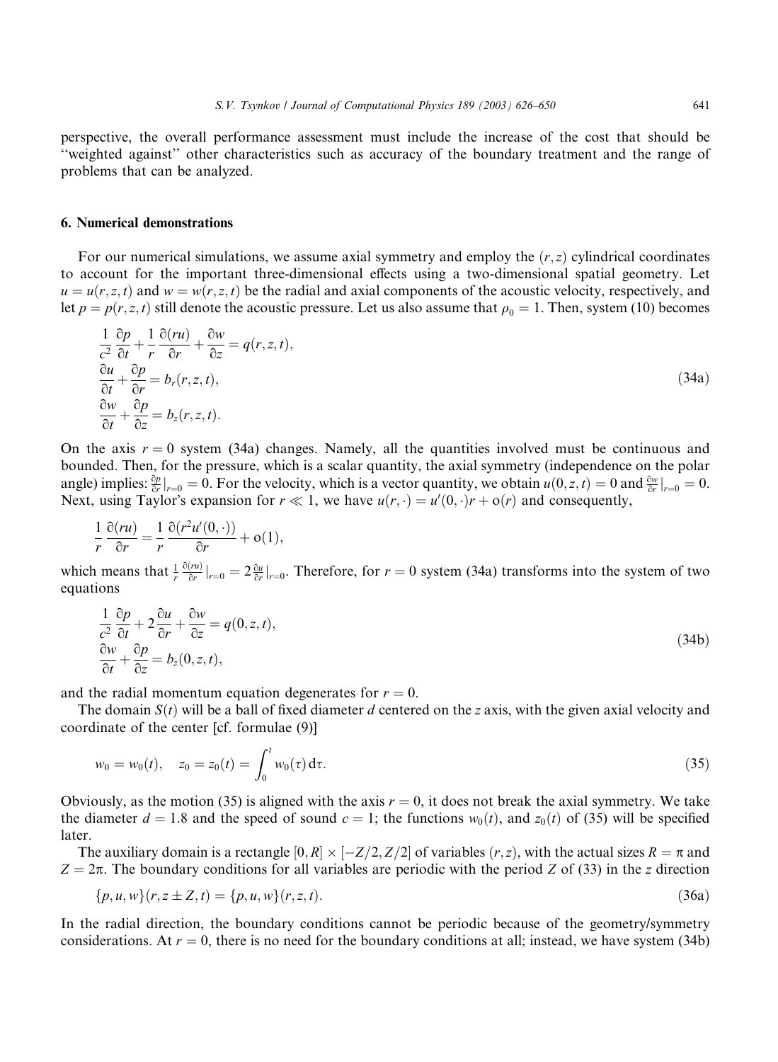perspective, the overall performance assessment must include the increase of the cost that should be "weighted against" other characteristics such as accuracy of the boundary treatment and the range of problems that can be analyzed.

## 6. Numerical demonstrations

For our numerical simulations, we assume axial symmetry and employ the $(r,z)$ cylindrical coordinates to account for the important three-dimensional effects using a two-dimensional spatial geometry. Let $u = u(r,z,t)$ and $w = w(r,z,t)$ be the radial and axial components of the acoustic velocity, respectively, and let $p = p(r,z,t)$ still denote the acoustic pressure. Let us also assume that $\rho_0 = 1$. Then, system (10) becomes

$$
\begin{aligned}
&\frac{1}{c^2}\frac{\partial p}{\partial t} + \frac{1}{r}\frac{\partial (ru)}{\partial r} + \frac{\partial w}{\partial z} = q(r,z,t),\\
&\frac{\partial u}{\partial t} + \frac{\partial p}{\partial r} = b_r(r,z,t),\\
&\frac{\partial w}{\partial t} + \frac{\partial p}{\partial z} = b_z(r,z,t).
\end{aligned}
\tag{34a}
$$

On the axis $r = 0$ system (34a) changes. Namely, all the quantities involved must be continuous and bounded. Then, for the pressure, which is a scalar quantity, the axial symmetry (independence on the polar angle) implies: $\frac{\partial p}{\partial r}|_{r=0} = 0$. For the velocity, which is a vector quantity, we obtain $u(0,z,t) = 0$ and $\frac{\partial w}{\partial r}|_{r=0} = 0$. Next, using Taylor's expansion for $r \ll 1$, we have $u(r,\cdot) = u'(0,\cdot)r + o(r)$ and consequently,

$$
\frac{1}{r}\frac{\partial (ru)}{\partial r} = \frac{1}{r}\frac{\partial (r^2 u'(0,\cdot))}{\partial r} + o(1),
$$

which means that $\frac{1}{r}\frac{\partial (ru)}{\partial r}|_{r=0} = 2\frac{\partial u}{\partial r}|_{r=0}$. Therefore, for $r = 0$ system (34a) transforms into the system of two equations

$$
\begin{aligned}
&\frac{1}{c^2}\frac{\partial p}{\partial t} + 2\frac{\partial u}{\partial r} + \frac{\partial w}{\partial z} = q(0,z,t),\\
&\frac{\partial w}{\partial t} + \frac{\partial p}{\partial z} = b_z(0,z,t),
\end{aligned}
\tag{34b}
$$

and the radial momentum equation degenerates for $r = 0$.

The domain $S(t)$ will be a ball of fixed diameter $d$ centered on the $z$ axis, with the given axial velocity and coordinate of the center [cf. formulae (9)]

$$
w_0 = w_0(t), \quad z_0 = z_0(t) = \int_0^t w_0(\tau)\,d\tau. \tag{35}
$$

Obviously, as the motion (35) is aligned with the axis $r = 0$, it does not break the axial symmetry. We take the diameter $d = 1.8$ and the speed of sound $c = 1$; the functions $w_0(t)$, and $z_0(t)$ of (35) will be specified later.

The auxiliary domain is a rectangle $[0,R] \times [-Z/2, Z/2]$ of variables $(r,z)$, with the actual sizes $R = \pi$ and $Z = 2\pi$. The boundary conditions for all variables are periodic with the period $Z$ of (33) in the $z$ direction

$$
\{p,u,w\}(r, z \pm Z, t) = \{p,u,w\}(r,z,t). \tag{36a}
$$

In the radial direction, the boundary conditions cannot be periodic because of the geometry/symmetry considerations. At $r = 0$, there is no need for the boundary conditions at all; instead, we have system (34b)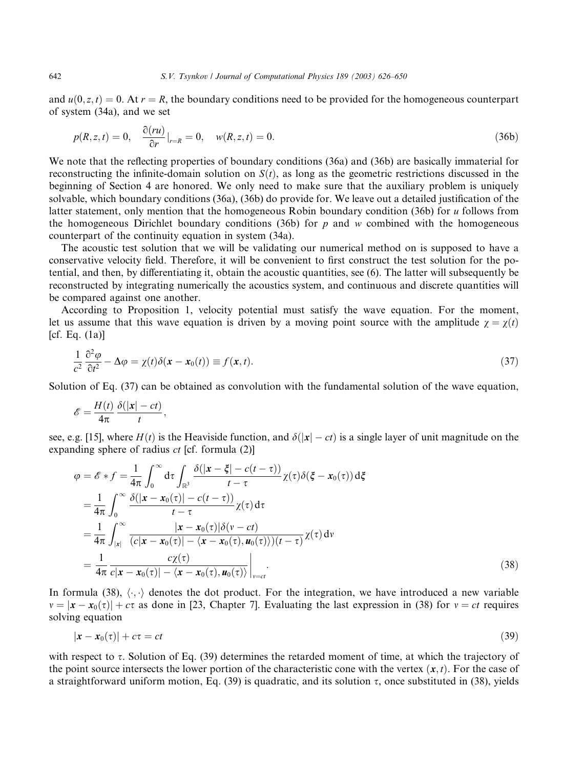and $u(0, z, t) = 0$. At $r = R$, the boundary conditions need to be provided for the homogeneous counterpart of system (34a), and we set

$$p(R, z, t) = 0, \quad \frac{\partial(ru)}{\partial r}\Big|_{r=R} = 0, \quad w(R, z, t) = 0. \tag{36b}$$

We note that the reflecting properties of boundary conditions (36a) and (36b) are basically immaterial for reconstructing the infinite-domain solution on $S(t)$, as long as the geometric restrictions discussed in the beginning of Section 4 are honored. We only need to make sure that the auxiliary problem is uniquely solvable, which boundary conditions (36a), (36b) do provide for. We leave out a detailed justification of the latter statement, only mention that the homogeneous Robin boundary condition (36b) for $u$ follows from the homogeneous Dirichlet boundary conditions (36b) for $p$ and $w$ combined with the homogeneous counterpart of the continuity equation in system (34a).

The acoustic test solution that we will be validating our numerical method on is supposed to have a conservative velocity field. Therefore, it will be convenient to first construct the test solution for the potential, and then, by differentiating it, obtain the acoustic quantities, see (6). The latter will subsequently be reconstructed by integrating numerically the acoustics system, and continuous and discrete quantities will be compared against one another.

According to Proposition 1, velocity potential must satisfy the wave equation. For the moment, let us assume that this wave equation is driven by a moving point source with the amplitude $\chi = \chi(t)$ [cf. Eq. (1a)]

$$\frac{1}{c^2}\frac{\partial^2 \varphi}{\partial t^2} - \Delta \varphi = \chi(t)\delta(\boldsymbol{x} - \boldsymbol{x}_0(t)) \equiv f(\boldsymbol{x}, t). \tag{37}$$

Solution of Eq. (37) can be obtained as convolution with the fundamental solution of the wave equation,

$$\mathscr{E} = \frac{H(t)}{4\pi}\frac{\delta(|\boldsymbol{x}| - ct)}{t},$$

see, e.g. [15], where $H(t)$ is the Heaviside function, and $\delta(|\boldsymbol{x}| - ct)$ is a single layer of unit magnitude on the expanding sphere of radius $ct$ [cf. formula (2)]

$$\begin{aligned}
\varphi = \mathscr{E} * f &= \frac{1}{4\pi}\int_0^\infty \mathrm{d}\tau \int_{\mathbb{R}^3} \frac{\delta(|\boldsymbol{x} - \boldsymbol{\xi}| - c(t - \tau))}{t - \tau}\chi(\tau)\delta(\boldsymbol{\xi} - \boldsymbol{x}_0(\tau))\,\mathrm{d}\boldsymbol{\xi} \\
&= \frac{1}{4\pi}\int_0^\infty \frac{\delta(|\boldsymbol{x} - \boldsymbol{x}_0(\tau)| - c(t - \tau))}{t - \tau}\chi(\tau)\,\mathrm{d}\tau \\
&= \frac{1}{4\pi}\int_{|\boldsymbol{x}|}^\infty \frac{|\boldsymbol{x} - \boldsymbol{x}_0(\tau)|\delta(v - ct)}{(c|\boldsymbol{x} - \boldsymbol{x}_0(\tau)| - \langle \boldsymbol{x} - \boldsymbol{x}_0(\tau), \boldsymbol{u}_0(\tau)\rangle)(t - \tau)}\chi(\tau)\,\mathrm{d}v \\
&= \frac{1}{4\pi}\frac{c\chi(\tau)}{c|\boldsymbol{x} - \boldsymbol{x}_0(\tau)| - \langle \boldsymbol{x} - \boldsymbol{x}_0(\tau), \boldsymbol{u}_0(\tau)\rangle}\Bigg|_{v=ct}.
\end{aligned} \tag{38}$$

In formula (38), $\langle \cdot, \cdot \rangle$ denotes the dot product. For the integration, we have introduced a new variable $v = |\boldsymbol{x} - \boldsymbol{x}_0(\tau)| + c\tau$ as done in [23, Chapter 7]. Evaluating the last expression in (38) for $v = ct$ requires solving equation

$$|\boldsymbol{x} - \boldsymbol{x}_0(\tau)| + c\tau = ct \tag{39}$$

with respect to $\tau$. Solution of Eq. (39) determines the retarded moment of time, at which the trajectory of the point source intersects the lower portion of the characteristic cone with the vertex $(\boldsymbol{x}, t)$. For the case of a straightforward uniform motion, Eq. (39) is quadratic, and its solution $\tau$, once substituted in (38), yields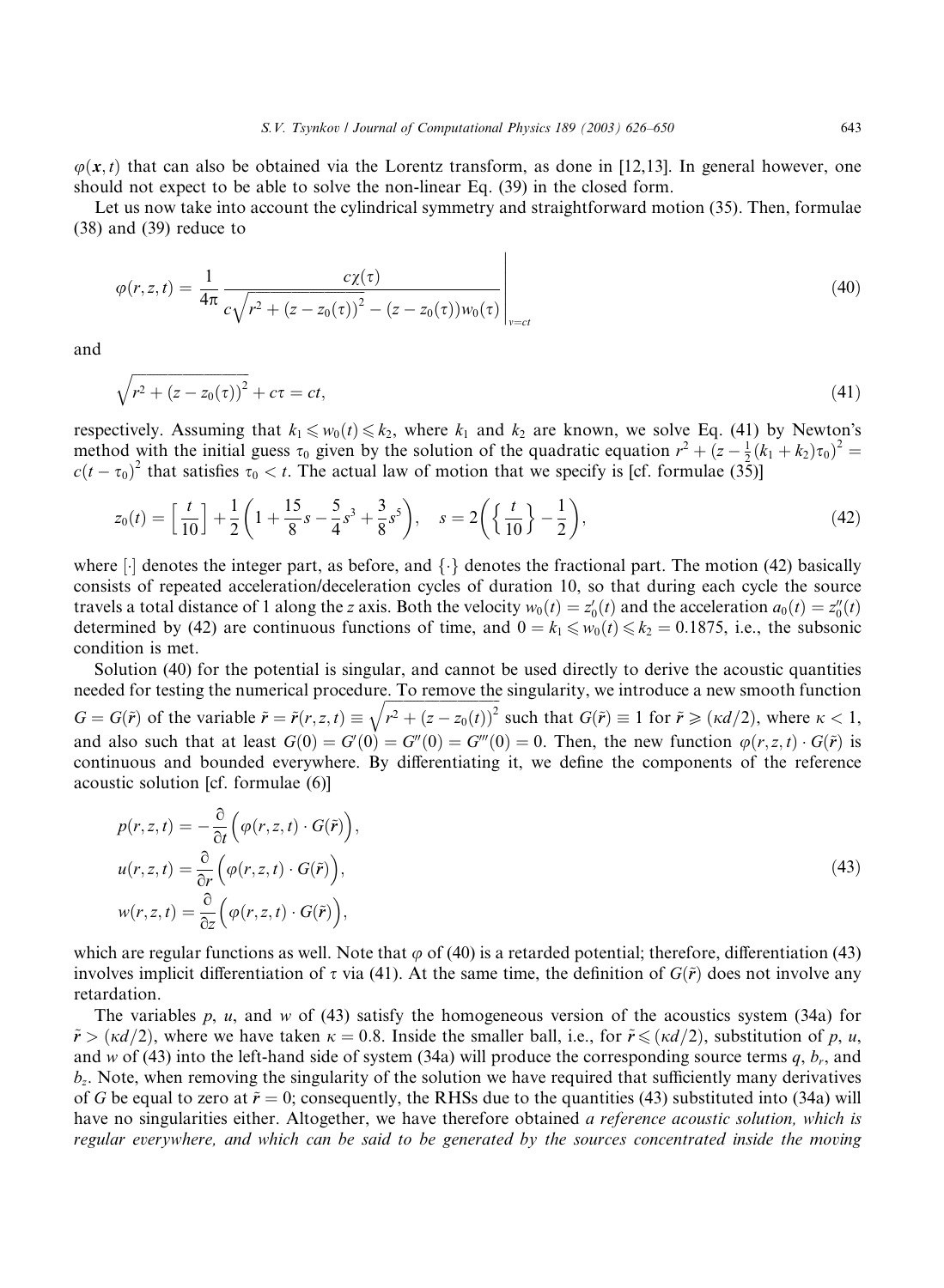$\varphi(\boldsymbol{x}, t)$ that can also be obtained via the Lorentz transform, as done in [12,13]. In general however, one should not expect to be able to solve the non-linear Eq. (39) in the closed form.

Let us now take into account the cylindrical symmetry and straightforward motion (35). Then, formulae (38) and (39) reduce to

$$\varphi(r,z,t) = \frac{1}{4\pi} \frac{c\chi(\tau)}{c\sqrt{r^2 + (z - z_0(\tau))^2} - (z - z_0(\tau))w_0(\tau)} \Bigg|_{v=ct} \tag{40}$$

and

$$\sqrt{r^2 + (z - z_0(\tau))^2} + c\tau = ct, \tag{41}$$

respectively. Assuming that $k_1 \leqslant w_0(t) \leqslant k_2$, where $k_1$ and $k_2$ are known, we solve Eq. (41) by Newton's method with the initial guess $\tau_0$ given by the solution of the quadratic equation $r^2 + (z - \frac{1}{2}(k_1 + k_2)\tau_0)^2 = c(t - \tau_0)^2$ that satisfies $\tau_0 < t$. The actual law of motion that we specify is [cf. formulae (35)]

$$z_0(t) = \left[\frac{t}{10}\right] + \frac{1}{2}\left(1 + \frac{15}{8}s - \frac{5}{4}s^3 + \frac{3}{8}s^5\right), \quad s = 2\left(\left\{\frac{t}{10}\right\} - \frac{1}{2}\right), \tag{42}$$

where $[\cdot]$ denotes the integer part, as before, and $\{\cdot\}$ denotes the fractional part. The motion (42) basically consists of repeated acceleration/deceleration cycles of duration 10, so that during each cycle the source travels a total distance of 1 along the $z$ axis. Both the velocity $w_0(t) = z_0'(t)$ and the acceleration $a_0(t) = z_0''(t)$ determined by (42) are continuous functions of time, and $0 = k_1 \leqslant w_0(t) \leqslant k_2 = 0.1875$, i.e., the subsonic condition is met.

Solution (40) for the potential is singular, and cannot be used directly to derive the acoustic quantities needed for testing the numerical procedure. To remove the singularity, we introduce a new smooth function $G = G(\tilde{r})$ of the variable $\tilde{r} = \tilde{r}(r,z,t) \equiv \sqrt{r^2 + (z - z_0(t))^2}$ such that $G(\tilde{r}) \equiv 1$ for $\tilde{r} \geqslant (\kappa d/2)$, where $\kappa < 1$, and also such that at least $G(0) = G'(0) = G''(0) = G'''(0) = 0$. Then, the new function $\varphi(r,z,t) \cdot G(\tilde{r})$ is continuous and bounded everywhere. By differentiating it, we define the components of the reference acoustic solution [cf. formulae (6)]

$$\begin{aligned}
p(r,z,t) &= -\frac{\partial}{\partial t}\Big(\varphi(r,z,t) \cdot G(\tilde{r})\Big), \\
u(r,z,t) &= \frac{\partial}{\partial r}\Big(\varphi(r,z,t) \cdot G(\tilde{r})\Big), \\
w(r,z,t) &= \frac{\partial}{\partial z}\Big(\varphi(r,z,t) \cdot G(\tilde{r})\Big),
\end{aligned} \tag{43}$$

which are regular functions as well. Note that $\varphi$ of (40) is a retarded potential; therefore, differentiation (43) involves implicit differentiation of $\tau$ via (41). At the same time, the definition of $G(\tilde{r})$ does not involve any retardation.

The variables $p$, $u$, and $w$ of (43) satisfy the homogeneous version of the acoustics system (34a) for $\tilde{r} > (\kappa d/2)$, where we have taken $\kappa = 0.8$. Inside the smaller ball, i.e., for $\tilde{r} \leqslant (\kappa d/2)$, substitution of $p$, $u$, and $w$ of (43) into the left-hand side of system (34a) will produce the corresponding source terms $q$, $b_r$, and $b_z$. Note, when removing the singularity of the solution we have required that sufficiently many derivatives of $G$ be equal to zero at $\tilde{r} = 0$; consequently, the RHSs due to the quantities (43) substituted into (34a) will have no singularities either. Altogether, we have therefore obtained *a reference acoustic solution, which is regular everywhere, and which can be said to be generated by the sources concentrated inside the moving*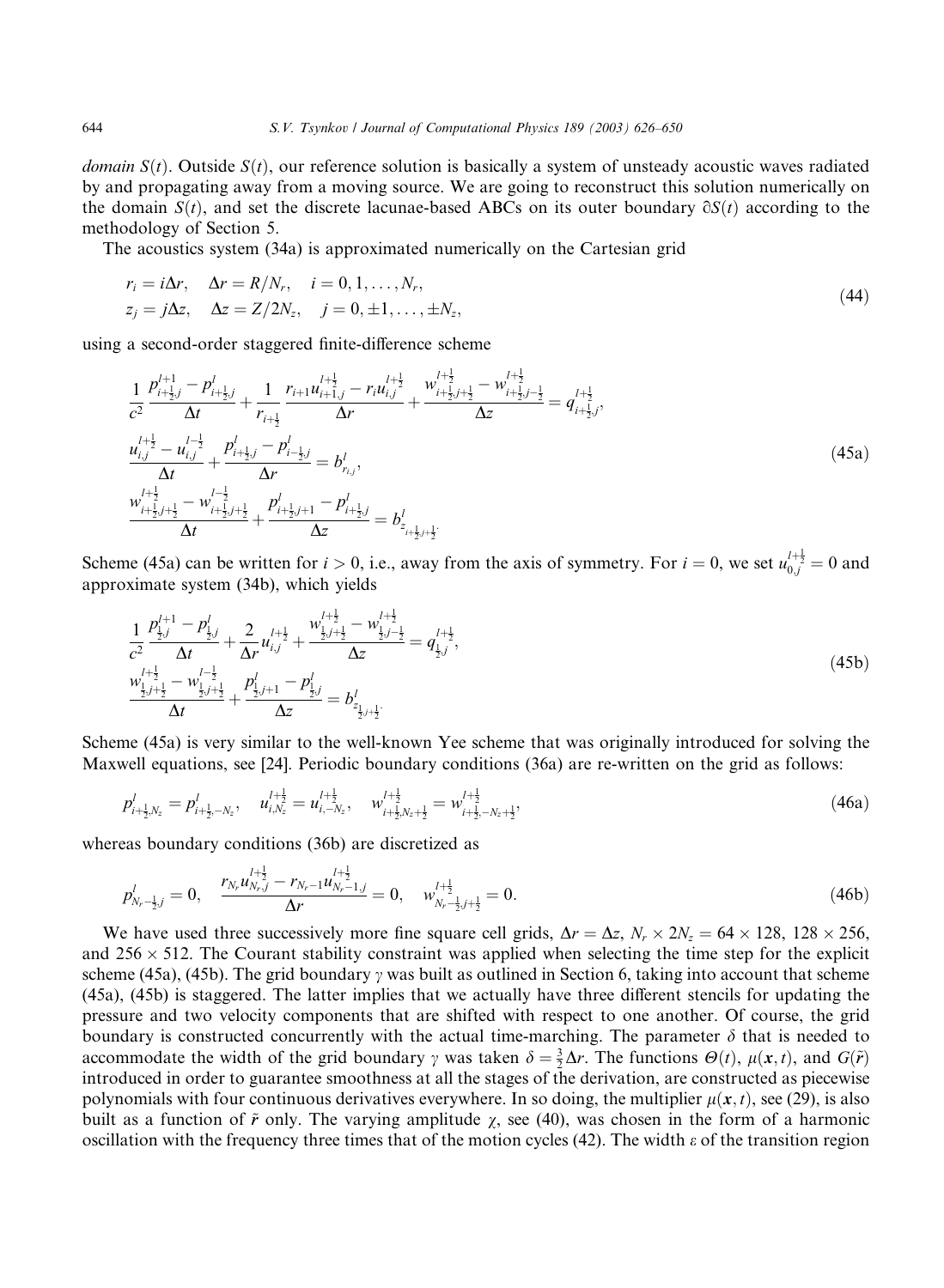*domain* $S(t)$. Outside $S(t)$, our reference solution is basically a system of unsteady acoustic waves radiated by and propagating away from a moving source. We are going to reconstruct this solution numerically on the domain $S(t)$, and set the discrete lacunae-based ABCs on its outer boundary $\partial S(t)$ according to the methodology of Section 5.

The acoustics system (34a) is approximated numerically on the Cartesian grid

$$
\begin{aligned}
&r_i = i\Delta r, \quad \Delta r = R/N_r, \quad i = 0, 1, \ldots, N_r, \\
&z_j = j\Delta z, \quad \Delta z = Z/2N_z, \quad j = 0, \pm 1, \ldots, \pm N_z,
\end{aligned}
\tag{44}
$$

using a second-order staggered finite-difference scheme

$$
\begin{aligned}
&\frac{1}{c^2}\frac{p^{l+1}_{i+\frac{1}{2},j} - p^{l}_{i+\frac{1}{2},j}}{\Delta t} + \frac{1}{r_{i+\frac{1}{2}}}\frac{r_{i+1}u^{l+\frac{1}{2}}_{i+1,j} - r_i u^{l+\frac{1}{2}}_{i,j}}{\Delta r} + \frac{w^{l+\frac{1}{2}}_{i+\frac{1}{2},j+\frac{1}{2}} - w^{l+\frac{1}{2}}_{i+\frac{1}{2},j-\frac{1}{2}}}{\Delta z} = q^{l+\frac{1}{2}}_{i+\frac{1}{2},j}, \\
&\frac{u^{l+\frac{1}{2}}_{i,j} - u^{l-\frac{1}{2}}_{i,j}}{\Delta t} + \frac{p^{l}_{i+\frac{1}{2},j} - p^{l}_{i-\frac{1}{2},j}}{\Delta r} = b^{l}_{r_{i,j}}, \\
&\frac{w^{l+\frac{1}{2}}_{i+\frac{1}{2},j+\frac{1}{2}} - w^{l-\frac{1}{2}}_{i+\frac{1}{2},j+\frac{1}{2}}}{\Delta t} + \frac{p^{l}_{i+\frac{1}{2},j+1} - p^{l}_{i+\frac{1}{2},j}}{\Delta z} = b^{l}_{z_{i+\frac{1}{2},j+\frac{1}{2}}}.
\end{aligned}
\tag{45a}
$$

Scheme (45a) can be written for $i > 0$, i.e., away from the axis of symmetry. For $i = 0$, we set $u^{l+\frac{1}{2}}_{0,j} = 0$ and approximate system (34b), which yields

$$
\begin{aligned}
&\frac{1}{c^2}\frac{p^{l+1}_{\frac{1}{2},j} - p^{l}_{\frac{1}{2},j}}{\Delta t} + \frac{2}{\Delta r}u^{l+\frac{1}{2}}_{i,j} + \frac{w^{l+\frac{1}{2}}_{\frac{1}{2},j+\frac{1}{2}} - w^{l+\frac{1}{2}}_{\frac{1}{2},j-\frac{1}{2}}}{\Delta z} = q^{l+\frac{1}{2}}_{\frac{1}{2},j}, \\
&\frac{w^{l+\frac{1}{2}}_{\frac{1}{2},j+\frac{1}{2}} - w^{l-\frac{1}{2}}_{\frac{1}{2},j+\frac{1}{2}}}{\Delta t} + \frac{p^{l}_{\frac{1}{2},j+1} - p^{l}_{\frac{1}{2},j}}{\Delta z} = b^{l}_{z_{\frac{1}{2},j+\frac{1}{2}}}.
\end{aligned}
\tag{45b}
$$

Scheme (45a) is very similar to the well-known Yee scheme that was originally introduced for solving the Maxwell equations, see [24]. Periodic boundary conditions (36a) are re-written on the grid as follows:

$$
p^{l}_{i+\frac{1}{2},N_z} = p^{l}_{i+\frac{1}{2},-N_z}, \quad u^{l+\frac{1}{2}}_{i,N_z} = u^{l+\frac{1}{2}}_{i,-N_z}, \quad w^{l+\frac{1}{2}}_{i+\frac{1}{2},N_z+\frac{1}{2}} = w^{l+\frac{1}{2}}_{i+\frac{1}{2},-N_z+\frac{1}{2}},
\tag{46a}
$$

whereas boundary conditions (36b) are discretized as

$$
p^{l}_{N_r-\frac{1}{2},j} = 0, \quad \frac{r_{N_r}u^{l+\frac{1}{2}}_{N_r,j} - r_{N_r-1}u^{l+\frac{1}{2}}_{N_r-1,j}}{\Delta r} = 0, \quad w^{l+\frac{1}{2}}_{N_r-\frac{1}{2},j+\frac{1}{2}} = 0.
\tag{46b}
$$

We have used three successively more fine square cell grids, $\Delta r = \Delta z$, $N_r \times 2N_z = 64 \times 128$, $128 \times 256$, and $256 \times 512$. The Courant stability constraint was applied when selecting the time step for the explicit scheme (45a), (45b). The grid boundary $\gamma$ was built as outlined in Section 6, taking into account that scheme (45a), (45b) is staggered. The latter implies that we actually have three different stencils for updating the pressure and two velocity components that are shifted with respect to one another. Of course, the grid boundary is constructed concurrently with the actual time-marching. The parameter $\delta$ that is needed to accommodate the width of the grid boundary $\gamma$ was taken $\delta = \frac{3}{2}\Delta r$. The functions $\Theta(t)$, $\mu(\mathbf{x}, t)$, and $G(\tilde{r})$ introduced in order to guarantee smoothness at all the stages of the derivation, are constructed as piecewise polynomials with four continuous derivatives everywhere. In so doing, the multiplier $\mu(\mathbf{x}, t)$, see (29), is also built as a function of $\tilde{r}$ only. The varying amplitude $\chi$, see (40), was chosen in the form of a harmonic oscillation with the frequency three times that of the motion cycles (42). The width $\varepsilon$ of the transition region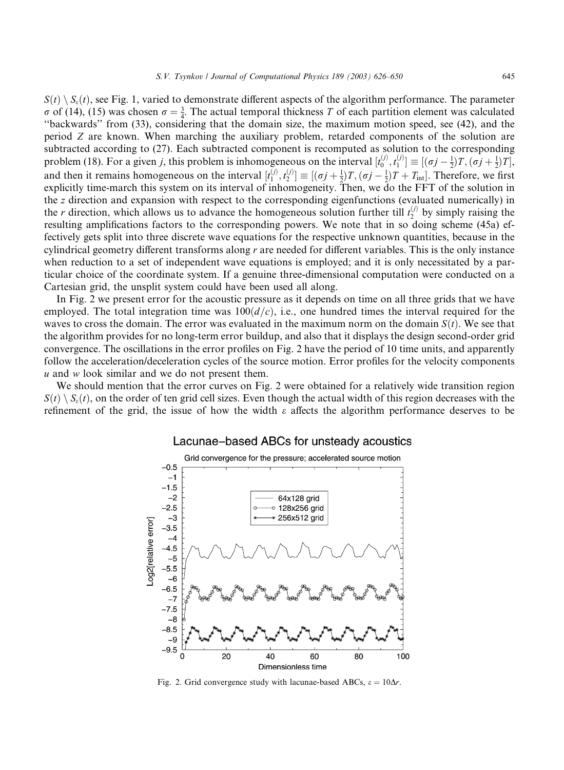$S(t) \setminus S_\varepsilon(t)$, see Fig. 1, varied to demonstrate different aspects of the algorithm performance. The parameter $\sigma$ of (14), (15) was chosen $\sigma = \frac{3}{4}$. The actual temporal thickness $T$ of each partition element was calculated "backwards" from (33), considering that the domain size, the maximum motion speed, see (42), and the period $Z$ are known. When marching the auxiliary problem, retarded components of the solution are subtracted according to (27). Each subtracted component is recomputed as solution to the corresponding problem (18). For a given $j$, this problem is inhomogeneous on the interval $[t_0^{(j)}, t_1^{(j)}] \equiv [(\sigma j - \frac{1}{2})T, (\sigma j + \frac{1}{2})T]$, and then it remains homogeneous on the interval $[t_1^{(j)}, t_2^{(j)}] \equiv [(\sigma j + \frac{1}{2})T, (\sigma j - \frac{1}{2})T + T_{\text{int}}]$. Therefore, we first explicitly time-march this system on its interval of inhomogeneity. Then, we do the FFT of the solution in the $z$ direction and expansion with respect to the corresponding eigenfunctions (evaluated numerically) in the $r$ direction, which allows us to advance the homogeneous solution further till $t_2^{(j)}$ by simply raising the resulting amplifications factors to the corresponding powers. We note that in so doing scheme (45a) effectively gets split into three discrete wave equations for the respective unknown quantities, because in the cylindrical geometry different transforms along $r$ are needed for different variables. This is the only instance when reduction to a set of independent wave equations is employed; and it is only necessitated by a particular choice of the coordinate system. If a genuine three-dimensional computation were conducted on a Cartesian grid, the unsplit system could have been used all along.

In Fig. 2 we present error for the acoustic pressure as it depends on time on all three grids that we have employed. The total integration time was $100(d/c)$, i.e., one hundred times the interval required for the waves to cross the domain. The error was evaluated in the maximum norm on the domain $S(t)$. We see that the algorithm provides for no long-term error buildup, and also that it displays the design second-order grid convergence. The oscillations in the error profiles on Fig. 2 have the period of 10 time units, and apparently follow the acceleration/deceleration cycles of the source motion. Error profiles for the velocity components $u$ and $w$ look similar and we do not present them.

We should mention that the error curves on Fig. 2 were obtained for a relatively wide transition region $S(t) \setminus S_\varepsilon(t)$, on the order of ten grid cell sizes. Even though the actual width of this region decreases with the refinement of the grid, the issue of how the width $\varepsilon$ affects the algorithm performance deserves to be

Lacunae–based ABCs for unsteady acoustics

Grid convergence for the pressure; accelerated source motion

Log2[relative error]

64x128 grid
128x256 grid
256x512 grid

Dimensionless time

Fig. 2. Grid convergence study with lacunae-based ABCs, $\varepsilon = 10\Delta r$.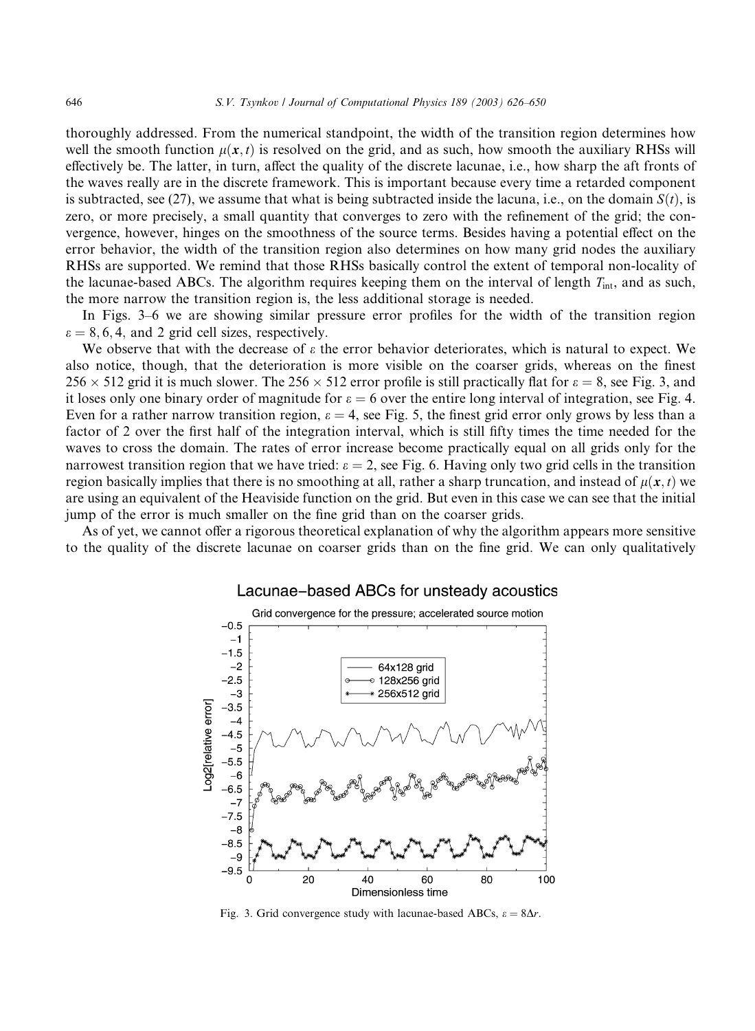thoroughly addressed. From the numerical standpoint, the width of the transition region determines how well the smooth function $\mu(\boldsymbol{x}, t)$ is resolved on the grid, and as such, how smooth the auxiliary RHSs will effectively be. The latter, in turn, affect the quality of the discrete lacunae, i.e., how sharp the aft fronts of the waves really are in the discrete framework. This is important because every time a retarded component is subtracted, see (27), we assume that what is being subtracted inside the lacuna, i.e., on the domain $S(t)$, is zero, or more precisely, a small quantity that converges to zero with the refinement of the grid; the convergence, however, hinges on the smoothness of the source terms. Besides having a potential effect on the error behavior, the width of the transition region also determines on how many grid nodes the auxiliary RHSs are supported. We remind that those RHSs basically control the extent of temporal non-locality of the lacunae-based ABCs. The algorithm requires keeping them on the interval of length $T_{\text{int}}$, and as such, the more narrow the transition region is, the less additional storage is needed.

In Figs. 3–6 we are showing similar pressure error profiles for the width of the transition region $\varepsilon = 8, 6, 4$, and 2 grid cell sizes, respectively.

We observe that with the decrease of $\varepsilon$ the error behavior deteriorates, which is natural to expect. We also notice, though, that the deterioration is more visible on the coarser grids, whereas on the finest $256 \times 512$ grid it is much slower. The $256 \times 512$ error profile is still practically flat for $\varepsilon = 8$, see Fig. 3, and it loses only one binary order of magnitude for $\varepsilon = 6$ over the entire long interval of integration, see Fig. 4. Even for a rather narrow transition region, $\varepsilon = 4$, see Fig. 5, the finest grid error only grows by less than a factor of 2 over the first half of the integration interval, which is still fifty times the time needed for the waves to cross the domain. The rates of error increase become practically equal on all grids only for the narrowest transition region that we have tried: $\varepsilon = 2$, see Fig. 6. Having only two grid cells in the transition region basically implies that there is no smoothing at all, rather a sharp truncation, and instead of $\mu(\boldsymbol{x}, t)$ we are using an equivalent of the Heaviside function on the grid. But even in this case we can see that the initial jump of the error is much smaller on the fine grid than on the coarser grids.

As of yet, we cannot offer a rigorous theoretical explanation of why the algorithm appears more sensitive to the quality of the discrete lacunae on coarser grids than on the fine grid. We can only qualitatively

Lacunae−based ABCs for unsteady acoustics

Grid convergence for the pressure; accelerated source motion

Log2[relative error]

−0.5
−1
−1.5
−2
−2.5
−3
−3.5
−4
−4.5
−5
−5.5
−6
−6.5
−7
−7.5
−8
−8.5
−9
−9.5

64x128 grid
128x256 grid
256x512 grid

0
20
40
60
80
100

Dimensionless time

Fig. 3. Grid convergence study with lacunae-based ABCs, $\varepsilon = 8\Delta r$.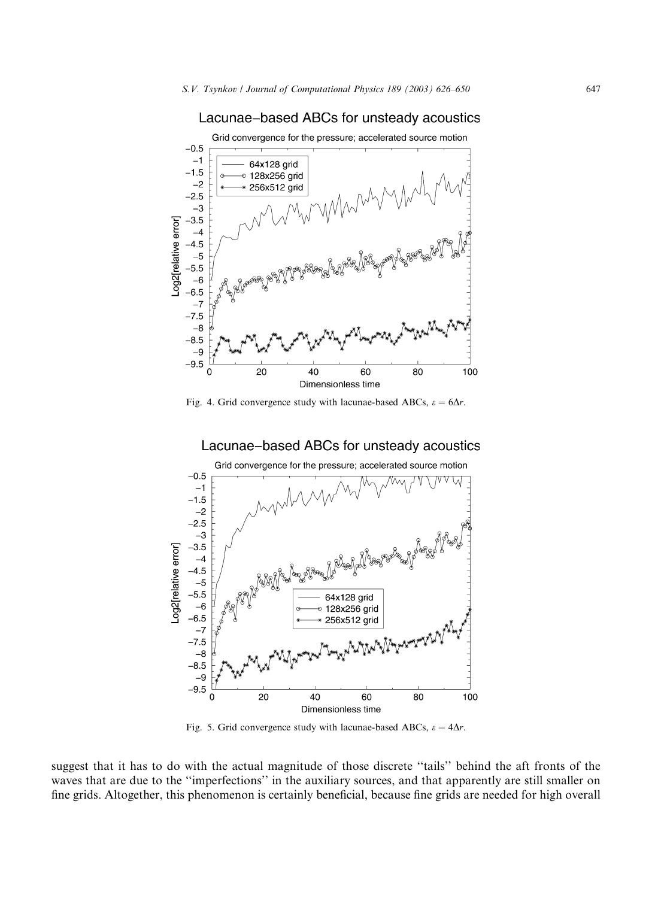Lacunae–based ABCs for unsteady acoustics

Grid convergence for the pressure; accelerated source motion

Log2[relative error]

−0.5
−1
−1.5
−2
−2.5
−3
−3.5
−4
−4.5
−5
−5.5
−6
−6.5
−7
−7.5
−8
−8.5
−9
−9.5

0 20 40 60 80 100

Dimensionless time

64x128 grid
128x256 grid
256x512 grid

Fig. 4. Grid convergence study with lacunae-based ABCs, $\varepsilon = 6\Delta r$.

Lacunae–based ABCs for unsteady acoustics

Grid convergence for the pressure; accelerated source motion

Log2[relative error]

−0.5
−1
−1.5
−2
−2.5
−3
−3.5
−4
−4.5
−5
−5.5
−6
−6.5
−7
−7.5
−8
−8.5
−9
−9.5

0 20 40 60 80 100

Dimensionless time

64x128 grid
128x256 grid
256x512 grid

Fig. 5. Grid convergence study with lacunae-based ABCs, $\varepsilon = 4\Delta r$.

suggest that it has to do with the actual magnitude of those discrete "tails" behind the aft fronts of the waves that are due to the "imperfections" in the auxiliary sources, and that apparently are still smaller on fine grids. Altogether, this phenomenon is certainly beneficial, because fine grids are needed for high overall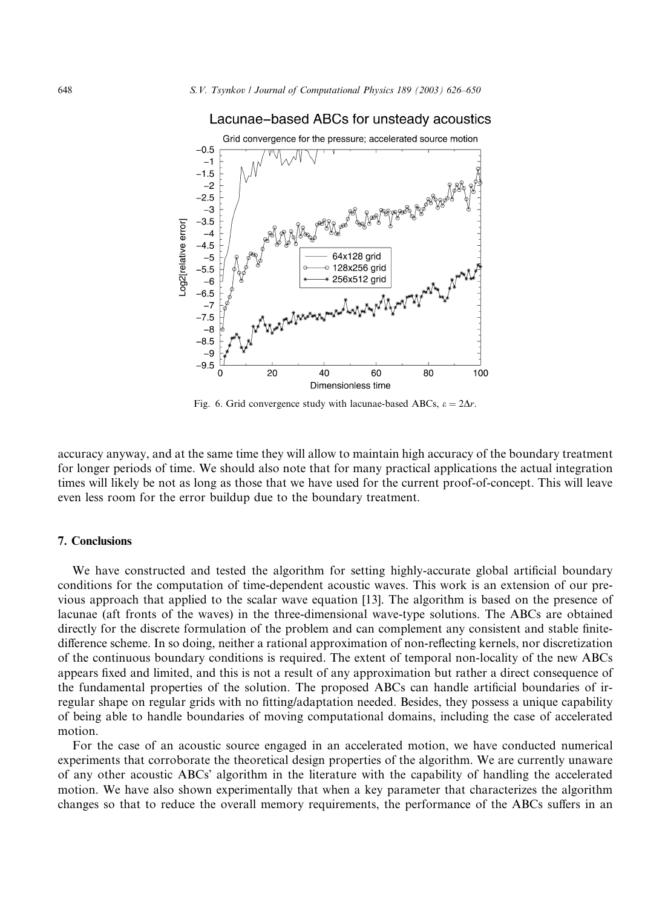Lacunae–based ABCs for unsteady acoustics

Grid convergence for the pressure; accelerated source motion

Log2[relative error]

−0.5
−1
−1.5
−2
−2.5
−3
−3.5
−4
−4.5
−5
−5.5
−6
−6.5
−7
−7.5
−8
−8.5
−9
−9.5

0 20 40 60 80 100

Dimensionless time

64x128 grid
128x256 grid
256x512 grid

Fig. 6. Grid convergence study with lacunae-based ABCs, $\varepsilon = 2\Delta r$.

accuracy anyway, and at the same time they will allow to maintain high accuracy of the boundary treatment for longer periods of time. We should also note that for many practical applications the actual integration times will likely be not as long as those that we have used for the current proof-of-concept. This will leave even less room for the error buildup due to the boundary treatment.

## 7. Conclusions

We have constructed and tested the algorithm for setting highly-accurate global artificial boundary conditions for the computation of time-dependent acoustic waves. This work is an extension of our previous approach that applied to the scalar wave equation [13]. The algorithm is based on the presence of lacunae (aft fronts of the waves) in the three-dimensional wave-type solutions. The ABCs are obtained directly for the discrete formulation of the problem and can complement any consistent and stable finite-difference scheme. In so doing, neither a rational approximation of non-reflecting kernels, nor discretization of the continuous boundary conditions is required. The extent of temporal non-locality of the new ABCs appears fixed and limited, and this is not a result of any approximation but rather a direct consequence of the fundamental properties of the solution. The proposed ABCs can handle artificial boundaries of irregular shape on regular grids with no fitting/adaptation needed. Besides, they possess a unique capability of being able to handle boundaries of moving computational domains, including the case of accelerated motion.

For the case of an acoustic source engaged in an accelerated motion, we have conducted numerical experiments that corroborate the theoretical design properties of the algorithm. We are currently unaware of any other acoustic ABCs' algorithm in the literature with the capability of handling the accelerated motion. We have also shown experimentally that when a key parameter that characterizes the algorithm changes so that to reduce the overall memory requirements, the performance of the ABCs suffers in an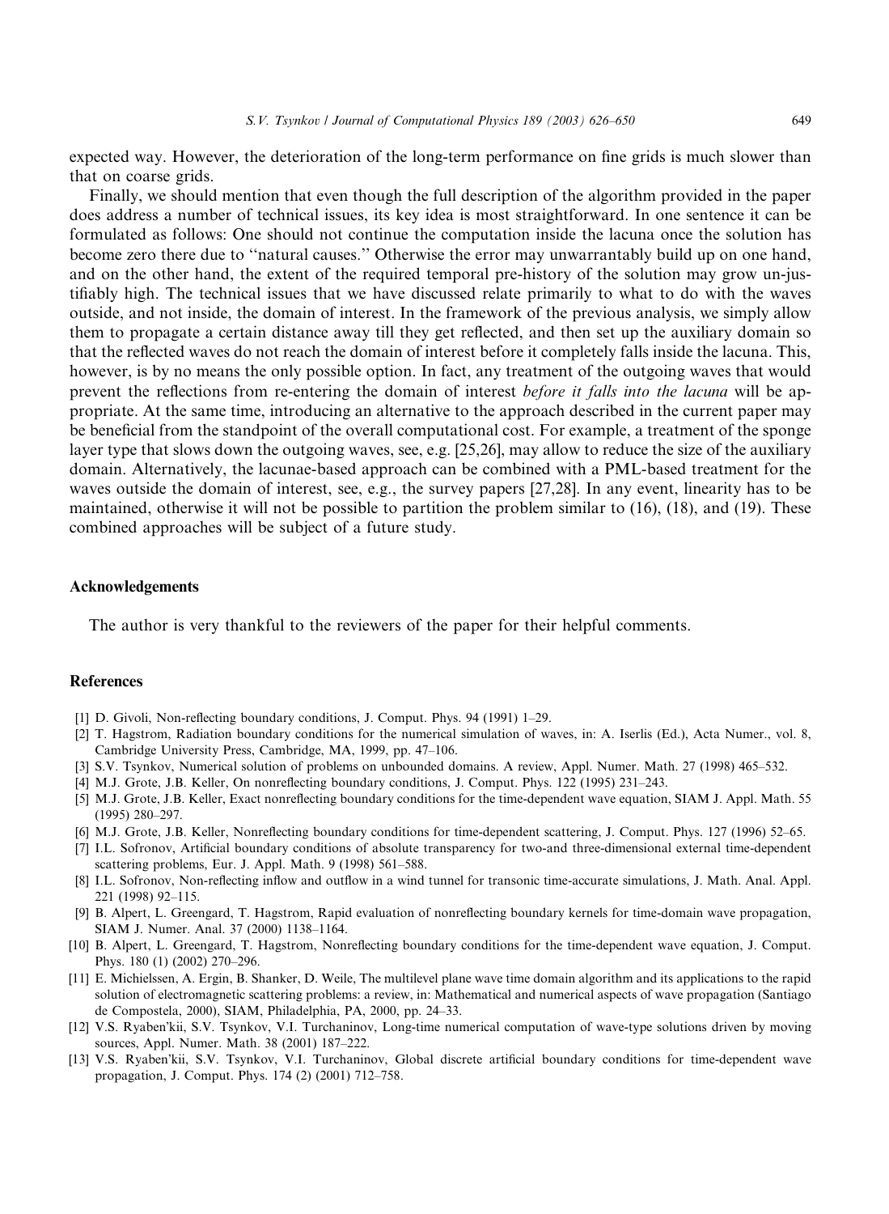expected way. However, the deterioration of the long-term performance on fine grids is much slower than that on coarse grids.

Finally, we should mention that even though the full description of the algorithm provided in the paper does address a number of technical issues, its key idea is most straightforward. In one sentence it can be formulated as follows: One should not continue the computation inside the lacuna once the solution has become zero there due to ‘‘natural causes.’’ Otherwise the error may unwarrantably build up on one hand, and on the other hand, the extent of the required temporal pre-history of the solution may grow un-justifiably high. The technical issues that we have discussed relate primarily to what to do with the waves outside, and not inside, the domain of interest. In the framework of the previous analysis, we simply allow them to propagate a certain distance away till they get reflected, and then set up the auxiliary domain so that the reflected waves do not reach the domain of interest before it completely falls inside the lacuna. This, however, is by no means the only possible option. In fact, any treatment of the outgoing waves that would prevent the reflections from re-entering the domain of interest *before it falls into the lacuna* will be appropriate. At the same time, introducing an alternative to the approach described in the current paper may be beneficial from the standpoint of the overall computational cost. For example, a treatment of the sponge layer type that slows down the outgoing waves, see, e.g. [25,26], may allow to reduce the size of the auxiliary domain. Alternatively, the lacunae-based approach can be combined with a PML-based treatment for the waves outside the domain of interest, see, e.g., the survey papers [27,28]. In any event, linearity has to be maintained, otherwise it will not be possible to partition the problem similar to (16), (18), and (19). These combined approaches will be subject of a future study.

## Acknowledgements

The author is very thankful to the reviewers of the paper for their helpful comments.

## References

[1] D. Givoli, Non-reflecting boundary conditions, J. Comput. Phys. 94 (1991) 1–29.

[2] T. Hagstrom, Radiation boundary conditions for the numerical simulation of waves, in: A. Iserlis (Ed.), Acta Numer., vol. 8, Cambridge University Press, Cambridge, MA, 1999, pp. 47–106.

[3] S.V. Tsynkov, Numerical solution of problems on unbounded domains. A review, Appl. Numer. Math. 27 (1998) 465–532.

[4] M.J. Grote, J.B. Keller, On nonreflecting boundary conditions, J. Comput. Phys. 122 (1995) 231–243.

[5] M.J. Grote, J.B. Keller, Exact nonreflecting boundary conditions for the time-dependent wave equation, SIAM J. Appl. Math. 55 (1995) 280–297.

[6] M.J. Grote, J.B. Keller, Nonreflecting boundary conditions for time-dependent scattering, J. Comput. Phys. 127 (1996) 52–65.

[7] I.L. Sofronov, Artificial boundary conditions of absolute transparency for two-and three-dimensional external time-dependent scattering problems, Eur. J. Appl. Math. 9 (1998) 561–588.

[8] I.L. Sofronov, Non-reflecting inflow and outflow in a wind tunnel for transonic time-accurate simulations, J. Math. Anal. Appl. 221 (1998) 92–115.

[9] B. Alpert, L. Greengard, T. Hagstrom, Rapid evaluation of nonreflecting boundary kernels for time-domain wave propagation, SIAM J. Numer. Anal. 37 (2000) 1138–1164.

[10] B. Alpert, L. Greengard, T. Hagstrom, Nonreflecting boundary conditions for the time-dependent wave equation, J. Comput. Phys. 180 (1) (2002) 270–296.

[11] E. Michielssen, A. Ergin, B. Shanker, D. Weile, The multilevel plane wave time domain algorithm and its applications to the rapid solution of electromagnetic scattering problems: a review, in: Mathematical and numerical aspects of wave propagation (Santiago de Compostela, 2000), SIAM, Philadelphia, PA, 2000, pp. 24–33.

[12] V.S. Ryaben'kii, S.V. Tsynkov, V.I. Turchaninov, Long-time numerical computation of wave-type solutions driven by moving sources, Appl. Numer. Math. 38 (2001) 187–222.

[13] V.S. Ryaben'kii, S.V. Tsynkov, V.I. Turchaninov, Global discrete artificial boundary conditions for time-dependent wave propagation, J. Comput. Phys. 174 (2) (2001) 712–758.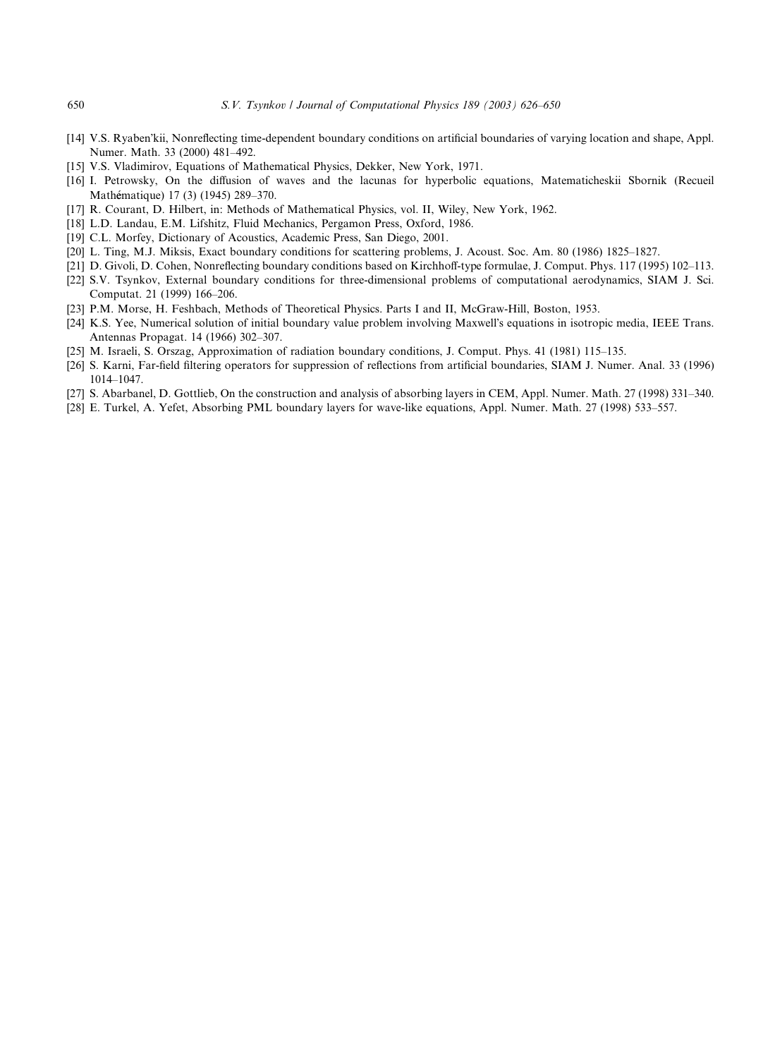[14] V.S. Ryaben'kii, Nonreflecting time-dependent boundary conditions on artificial boundaries of varying location and shape, Appl. Numer. Math. 33 (2000) 481–492.

[15] V.S. Vladimirov, Equations of Mathematical Physics, Dekker, New York, 1971.

[16] I. Petrowsky, On the diffusion of waves and the lacunas for hyperbolic equations, Matematicheskii Sbornik (Recueil Mathématique) 17 (3) (1945) 289–370.

[17] R. Courant, D. Hilbert, in: Methods of Mathematical Physics, vol. II, Wiley, New York, 1962.

[18] L.D. Landau, E.M. Lifshitz, Fluid Mechanics, Pergamon Press, Oxford, 1986.

[19] C.L. Morfey, Dictionary of Acoustics, Academic Press, San Diego, 2001.

[20] L. Ting, M.J. Miksis, Exact boundary conditions for scattering problems, J. Acoust. Soc. Am. 80 (1986) 1825–1827.

[21] D. Givoli, D. Cohen, Nonreflecting boundary conditions based on Kirchhoff-type formulae, J. Comput. Phys. 117 (1995) 102–113.

[22] S.V. Tsynkov, External boundary conditions for three-dimensional problems of computational aerodynamics, SIAM J. Sci. Computat. 21 (1999) 166–206.

[23] P.M. Morse, H. Feshbach, Methods of Theoretical Physics. Parts I and II, McGraw-Hill, Boston, 1953.

[24] K.S. Yee, Numerical solution of initial boundary value problem involving Maxwell's equations in isotropic media, IEEE Trans. Antennas Propagat. 14 (1966) 302–307.

[25] M. Israeli, S. Orszag, Approximation of radiation boundary conditions, J. Comput. Phys. 41 (1981) 115–135.

[26] S. Karni, Far-field filtering operators for suppression of reflections from artificial boundaries, SIAM J. Numer. Anal. 33 (1996) 1014–1047.

[27] S. Abarbanel, D. Gottlieb, On the construction and analysis of absorbing layers in CEM, Appl. Numer. Math. 27 (1998) 331–340.

[28] E. Turkel, A. Yefet, Absorbing PML boundary layers for wave-like equations, Appl. Numer. Math. 27 (1998) 533–557.